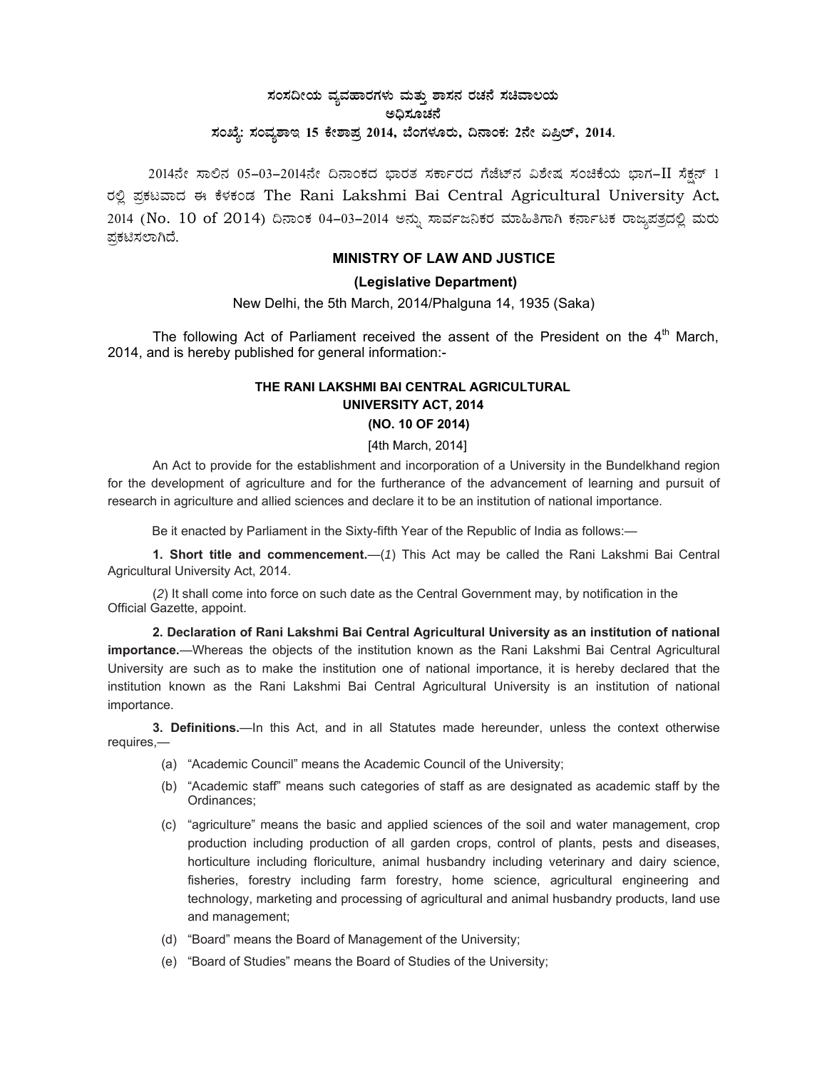**ಸಂಸದೀಯ ವ್ಯವಹಾರಗಳು ಮತ್ತು ಶಾಸನ ರಚನೆ ಸಚಿವಾಲಯ**
**ಅಧಿಸೂಚನೆ**
**ಸಂಖ್ಯೆ: ಸಂವ್ಯಶಾಇ 15 ಕೇಶಾಪ್ರ 2014, ಬೆಂಗಳೂರು, ದಿನಾಂಕ: 2ನೇ ಏಪ್ರಿಲ್, 2014.**

2014ನೇ ಸಾಲಿನ 05-03-2014ನೇ ದಿನಾಂಕದ ಭಾರತ ಸರ್ಕಾರದ ಗೆಜೆಟ್‌ನ ವಿಶೇಷ ಸಂಚಿಕೆಯ ಭಾಗ-II ಸೆಕ್ಷನ್ 1 ರಲ್ಲಿ ಪ್ರಕಟವಾದ ಈ ಕೆಳಕಂಡ The Rani Lakshmi Bai Central Agricultural University Act, 2014 (No. 10 of 2014) ದಿನಾಂಕ 04-03-2014 ಅನ್ನು ಸಾರ್ವಜನಿಕರ ಮಾಹಿತಿಗಾಗಿ ಕರ್ನಾಟಕ ರಾಜ್ಯಪತ್ರದಲ್ಲಿ ಮರು ಪ್ರಕಟಿಸಲಾಗಿದೆ.

**MINISTRY OF LAW AND JUSTICE**

**(Legislative Department)**

New Delhi, the 5th March, 2014/Phalguna 14, 1935 (Saka)

The following Act of Parliament received the assent of the President on the 4th March, 2014, and is hereby published for general information:-

**THE RANI LAKSHMI BAI CENTRAL AGRICULTURAL UNIVERSITY ACT, 2014**

**(NO. 10 OF 2014)**

[4th March, 2014]

An Act to provide for the establishment and incorporation of a University in the Bundelkhand region for the development of agriculture and for the furtherance of the advancement of learning and pursuit of research in agriculture and allied sciences and declare it to be an institution of national importance.

Be it enacted by Parliament in the Sixty-fifth Year of the Republic of India as follows:—

**1. Short title and commencement.**—(*1*) This Act may be called the Rani Lakshmi Bai Central Agricultural University Act, 2014.

(*2*) It shall come into force on such date as the Central Government may, by notification in the Official Gazette, appoint.

**2. Declaration of Rani Lakshmi Bai Central Agricultural University as an institution of national importance.**—Whereas the objects of the institution known as the Rani Lakshmi Bai Central Agricultural University are such as to make the institution one of national importance, it is hereby declared that the institution known as the Rani Lakshmi Bai Central Agricultural University is an institution of national importance.

**3. Definitions.**—In this Act, and in all Statutes made hereunder, unless the context otherwise requires,—

(a) "Academic Council" means the Academic Council of the University;

(b) "Academic staff" means such categories of staff as are designated as academic staff by the Ordinances;

(c) "agriculture" means the basic and applied sciences of the soil and water management, crop production including production of all garden crops, control of plants, pests and diseases, horticulture including floriculture, animal husbandry including veterinary and dairy science, fisheries, forestry including farm forestry, home science, agricultural engineering and technology, marketing and processing of agricultural and animal husbandry products, land use and management;

(d) "Board" means the Board of Management of the University;

(e) "Board of Studies" means the Board of Studies of the University;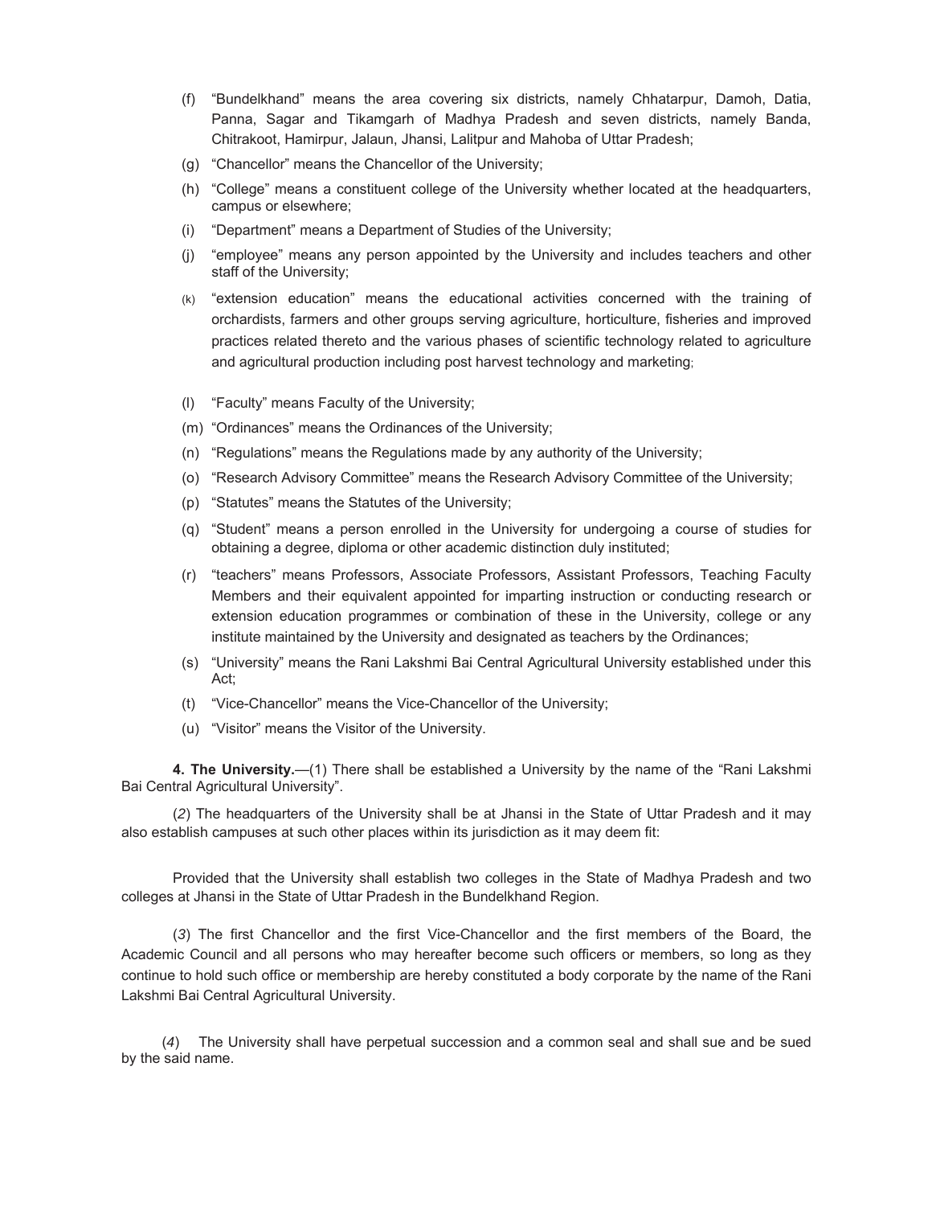(f) "Bundelkhand" means the area covering six districts, namely Chhatarpur, Damoh, Datia, Panna, Sagar and Tikamgarh of Madhya Pradesh and seven districts, namely Banda, Chitrakoot, Hamirpur, Jalaun, Jhansi, Lalitpur and Mahoba of Uttar Pradesh;

(g) "Chancellor" means the Chancellor of the University;

(h) "College" means a constituent college of the University whether located at the headquarters, campus or elsewhere;

(i) "Department" means a Department of Studies of the University;

(j) "employee" means any person appointed by the University and includes teachers and other staff of the University;

(k) "extension education" means the educational activities concerned with the training of orchardists, farmers and other groups serving agriculture, horticulture, fisheries and improved practices related thereto and the various phases of scientific technology related to agriculture and agricultural production including post harvest technology and marketing;

(l) "Faculty" means Faculty of the University;

(m) "Ordinances" means the Ordinances of the University;

(n) "Regulations" means the Regulations made by any authority of the University;

(o) "Research Advisory Committee" means the Research Advisory Committee of the University;

(p) "Statutes" means the Statutes of the University;

(q) "Student" means a person enrolled in the University for undergoing a course of studies for obtaining a degree, diploma or other academic distinction duly instituted;

(r) "teachers" means Professors, Associate Professors, Assistant Professors, Teaching Faculty Members and their equivalent appointed for imparting instruction or conducting research or extension education programmes or combination of these in the University, college or any institute maintained by the University and designated as teachers by the Ordinances;

(s) "University" means the Rani Lakshmi Bai Central Agricultural University established under this Act;

(t) "Vice-Chancellor" means the Vice-Chancellor of the University;

(u) "Visitor" means the Visitor of the University.

**4. The University.**—(1) There shall be established a University by the name of the "Rani Lakshmi Bai Central Agricultural University".

(*2*) The headquarters of the University shall be at Jhansi in the State of Uttar Pradesh and it may also establish campuses at such other places within its jurisdiction as it may deem fit:

Provided that the University shall establish two colleges in the State of Madhya Pradesh and two colleges at Jhansi in the State of Uttar Pradesh in the Bundelkhand Region.

(*3*) The first Chancellor and the first Vice-Chancellor and the first members of the Board, the Academic Council and all persons who may hereafter become such officers or members, so long as they continue to hold such office or membership are hereby constituted a body corporate by the name of the Rani Lakshmi Bai Central Agricultural University.

(*4*) The University shall have perpetual succession and a common seal and shall sue and be sued by the said name.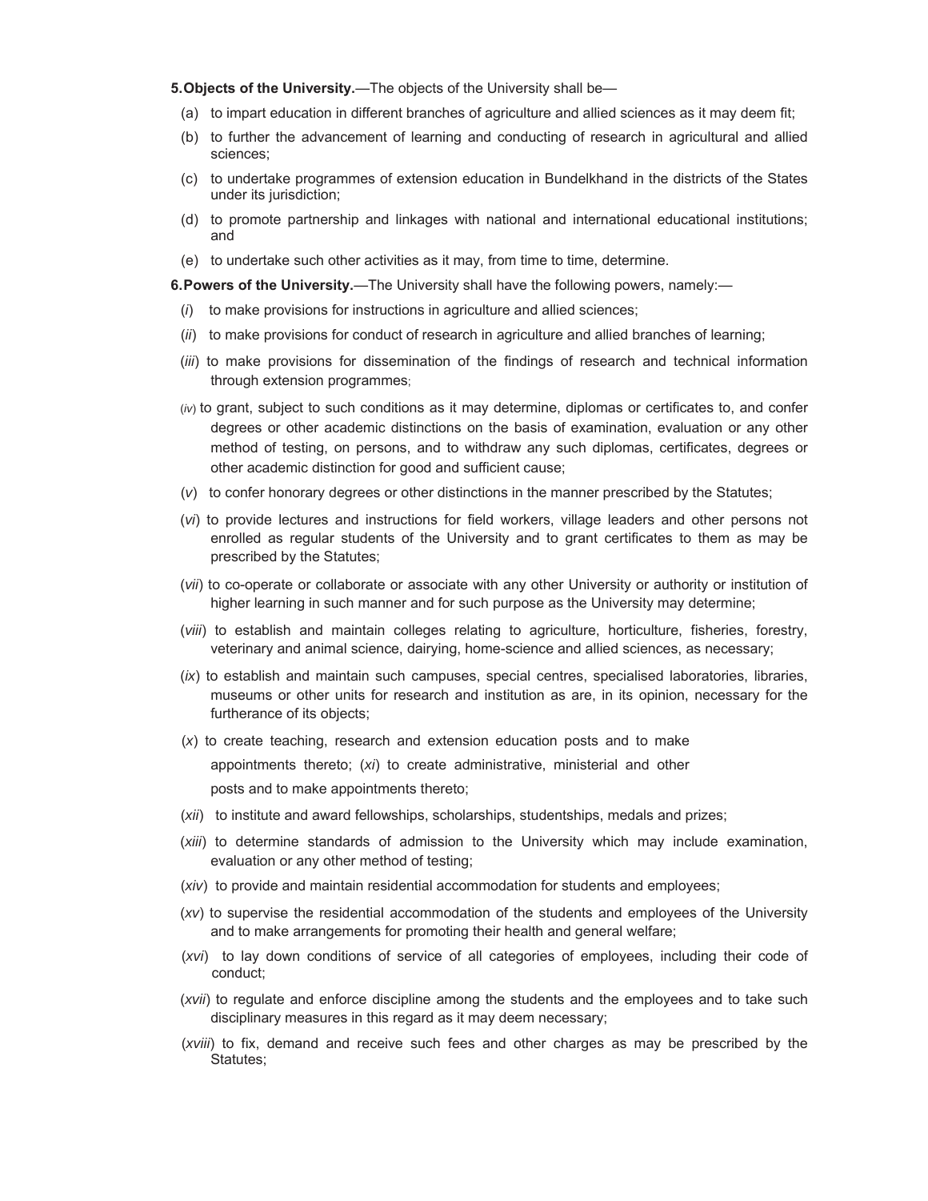**5. Objects of the University.**—The objects of the University shall be—

(a) to impart education in different branches of agriculture and allied sciences as it may deem fit;

(b) to further the advancement of learning and conducting of research in agricultural and allied sciences;

(c) to undertake programmes of extension education in Bundelkhand in the districts of the States under its jurisdiction;

(d) to promote partnership and linkages with national and international educational institutions; and

(e) to undertake such other activities as it may, from time to time, determine.

**6. Powers of the University.**—The University shall have the following powers, namely:—

(*i*) to make provisions for instructions in agriculture and allied sciences;

(*ii*) to make provisions for conduct of research in agriculture and allied branches of learning;

(*iii*) to make provisions for dissemination of the findings of research and technical information through extension programmes;

(*iv*) to grant, subject to such conditions as it may determine, diplomas or certificates to, and confer degrees or other academic distinctions on the basis of examination, evaluation or any other method of testing, on persons, and to withdraw any such diplomas, certificates, degrees or other academic distinction for good and sufficient cause;

(*v*) to confer honorary degrees or other distinctions in the manner prescribed by the Statutes;

(*vi*) to provide lectures and instructions for field workers, village leaders and other persons not enrolled as regular students of the University and to grant certificates to them as may be prescribed by the Statutes;

(*vii*) to co-operate or collaborate or associate with any other University or authority or institution of higher learning in such manner and for such purpose as the University may determine;

(*viii*) to establish and maintain colleges relating to agriculture, horticulture, fisheries, forestry, veterinary and animal science, dairying, home-science and allied sciences, as necessary;

(*ix*) to establish and maintain such campuses, special centres, specialised laboratories, libraries, museums or other units for research and institution as are, in its opinion, necessary for the furtherance of its objects;

(*x*) to create teaching, research and extension education posts and to make appointments thereto;

(*xi*) to create administrative, ministerial and other posts and to make appointments thereto;

(*xii*) to institute and award fellowships, scholarships, studentships, medals and prizes;

(*xiii*) to determine standards of admission to the University which may include examination, evaluation or any other method of testing;

(*xiv*) to provide and maintain residential accommodation for students and employees;

(*xv*) to supervise the residential accommodation of the students and employees of the University and to make arrangements for promoting their health and general welfare;

(*xvi*) to lay down conditions of service of all categories of employees, including their code of conduct;

(*xvii*) to regulate and enforce discipline among the students and the employees and to take such disciplinary measures in this regard as it may deem necessary;

(*xviii*) to fix, demand and receive such fees and other charges as may be prescribed by the Statutes;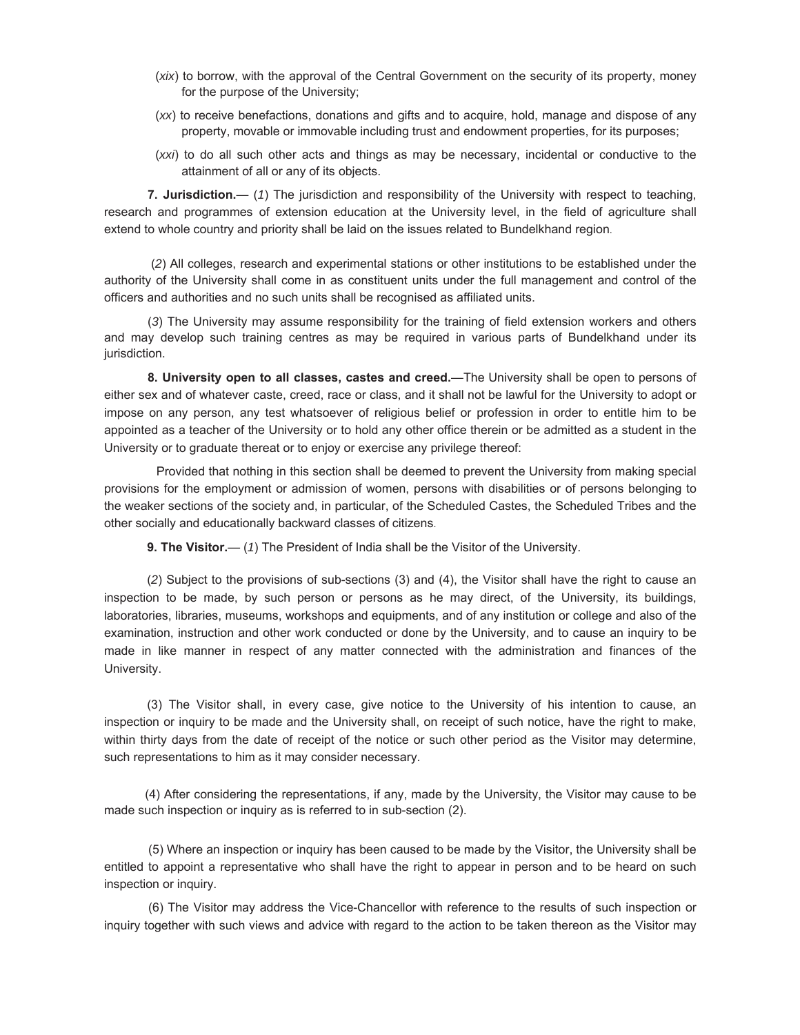(*xix*) to borrow, with the approval of the Central Government on the security of its property, money for the purpose of the University;

(*xx*) to receive benefactions, donations and gifts and to acquire, hold, manage and dispose of any property, movable or immovable including trust and endowment properties, for its purposes;

(*xxi*) to do all such other acts and things as may be necessary, incidental or conductive to the attainment of all or any of its objects.

**7. Jurisdiction.**— (*1*) The jurisdiction and responsibility of the University with respect to teaching, research and programmes of extension education at the University level, in the field of agriculture shall extend to whole country and priority shall be laid on the issues related to Bundelkhand region.

(*2*) All colleges, research and experimental stations or other institutions to be established under the authority of the University shall come in as constituent units under the full management and control of the officers and authorities and no such units shall be recognised as affiliated units.

(*3*) The University may assume responsibility for the training of field extension workers and others and may develop such training centres as may be required in various parts of Bundelkhand under its jurisdiction.

**8. University open to all classes, castes and creed.**—The University shall be open to persons of either sex and of whatever caste, creed, race or class, and it shall not be lawful for the University to adopt or impose on any person, any test whatsoever of religious belief or profession in order to entitle him to be appointed as a teacher of the University or to hold any other office therein or be admitted as a student in the University or to graduate thereat or to enjoy or exercise any privilege thereof:

Provided that nothing in this section shall be deemed to prevent the University from making special provisions for the employment or admission of women, persons with disabilities or of persons belonging to the weaker sections of the society and, in particular, of the Scheduled Castes, the Scheduled Tribes and the other socially and educationally backward classes of citizens.

**9. The Visitor.**— (*1*) The President of India shall be the Visitor of the University.

(*2*) Subject to the provisions of sub-sections (3) and (4), the Visitor shall have the right to cause an inspection to be made, by such person or persons as he may direct, of the University, its buildings, laboratories, libraries, museums, workshops and equipments, and of any institution or college and also of the examination, instruction and other work conducted or done by the University, and to cause an inquiry to be made in like manner in respect of any matter connected with the administration and finances of the University.

(3) The Visitor shall, in every case, give notice to the University of his intention to cause, an inspection or inquiry to be made and the University shall, on receipt of such notice, have the right to make, within thirty days from the date of receipt of the notice or such other period as the Visitor may determine, such representations to him as it may consider necessary.

(4) After considering the representations, if any, made by the University, the Visitor may cause to be made such inspection or inquiry as is referred to in sub-section (2).

(5) Where an inspection or inquiry has been caused to be made by the Visitor, the University shall be entitled to appoint a representative who shall have the right to appear in person and to be heard on such inspection or inquiry.

(6) The Visitor may address the Vice-Chancellor with reference to the results of such inspection or inquiry together with such views and advice with regard to the action to be taken thereon as the Visitor may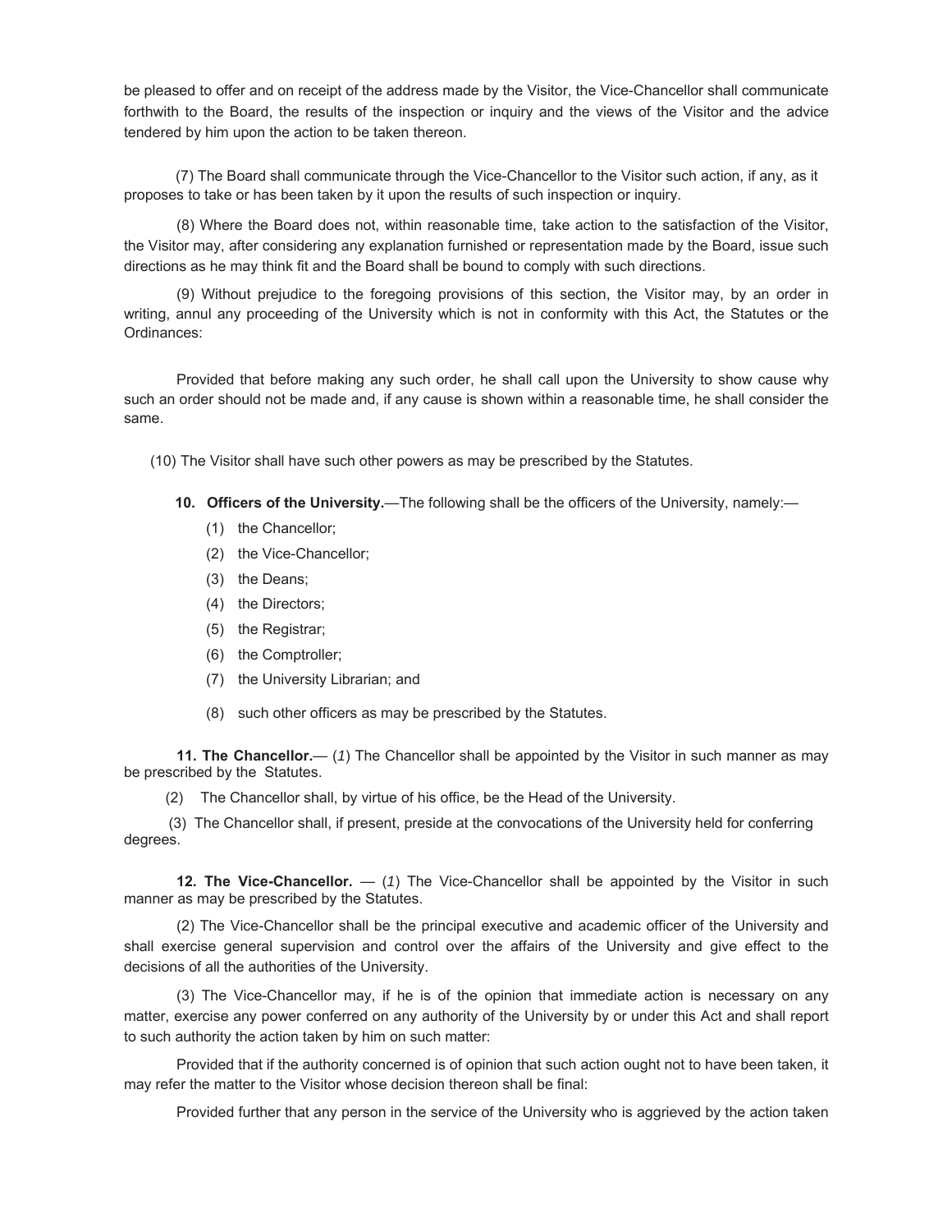be pleased to offer and on receipt of the address made by the Visitor, the Vice-Chancellor shall communicate forthwith to the Board, the results of the inspection or inquiry and the views of the Visitor and the advice tendered by him upon the action to be taken thereon.

(7) The Board shall communicate through the Vice-Chancellor to the Visitor such action, if any, as it proposes to take or has been taken by it upon the results of such inspection or inquiry.

(8) Where the Board does not, within reasonable time, take action to the satisfaction of the Visitor, the Visitor may, after considering any explanation furnished or representation made by the Board, issue such directions as he may think fit and the Board shall be bound to comply with such directions.

(9) Without prejudice to the foregoing provisions of this section, the Visitor may, by an order in writing, annul any proceeding of the University which is not in conformity with this Act, the Statutes or the Ordinances:

Provided that before making any such order, he shall call upon the University to show cause why such an order should not be made and, if any cause is shown within a reasonable time, he shall consider the same.

(10) The Visitor shall have such other powers as may be prescribed by the Statutes.

**10. Officers of the University.**—The following shall be the officers of the University, namely:—

(1) the Chancellor;

(2) the Vice-Chancellor;

(3) the Deans;

(4) the Directors;

(5) the Registrar;

(6) the Comptroller;

(7) the University Librarian; and

(8) such other officers as may be prescribed by the Statutes.

**11. The Chancellor.**— (*1*) The Chancellor shall be appointed by the Visitor in such manner as may be prescribed by the Statutes.

(2) The Chancellor shall, by virtue of his office, be the Head of the University.

(3) The Chancellor shall, if present, preside at the convocations of the University held for conferring degrees.

**12. The Vice-Chancellor.** — (*1*) The Vice-Chancellor shall be appointed by the Visitor in such manner as may be prescribed by the Statutes.

(2) The Vice-Chancellor shall be the principal executive and academic officer of the University and shall exercise general supervision and control over the affairs of the University and give effect to the decisions of all the authorities of the University.

(3) The Vice-Chancellor may, if he is of the opinion that immediate action is necessary on any matter, exercise any power conferred on any authority of the University by or under this Act and shall report to such authority the action taken by him on such matter:

Provided that if the authority concerned is of opinion that such action ought not to have been taken, it may refer the matter to the Visitor whose decision thereon shall be final:

Provided further that any person in the service of the University who is aggrieved by the action taken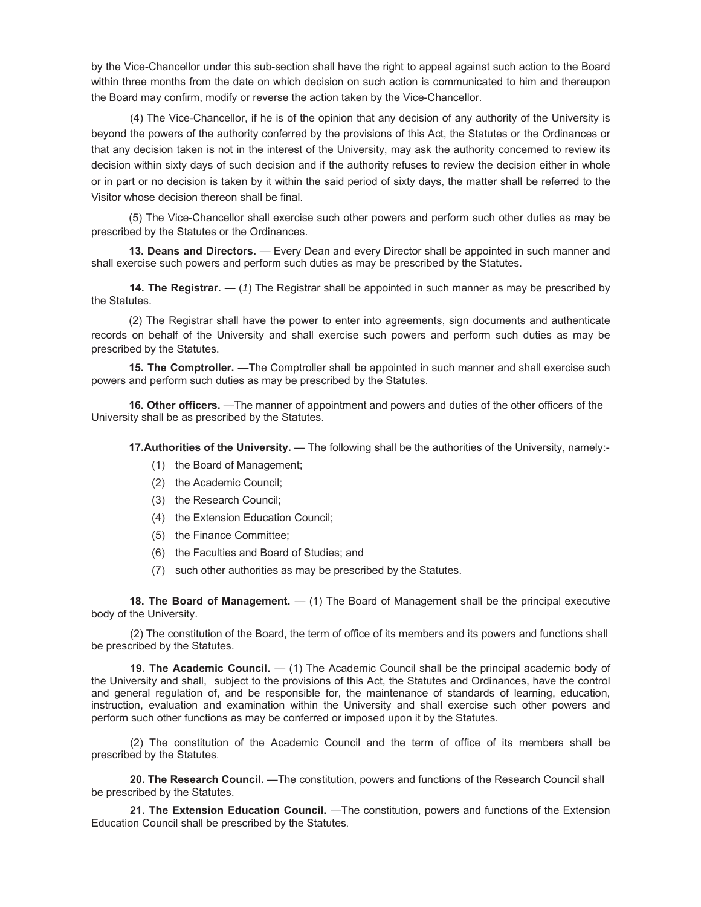by the Vice-Chancellor under this sub-section shall have the right to appeal against such action to the Board within three months from the date on which decision on such action is communicated to him and thereupon the Board may confirm, modify or reverse the action taken by the Vice-Chancellor.

(4) The Vice-Chancellor, if he is of the opinion that any decision of any authority of the University is beyond the powers of the authority conferred by the provisions of this Act, the Statutes or the Ordinances or that any decision taken is not in the interest of the University, may ask the authority concerned to review its decision within sixty days of such decision and if the authority refuses to review the decision either in whole or in part or no decision is taken by it within the said period of sixty days, the matter shall be referred to the Visitor whose decision thereon shall be final.

(5) The Vice-Chancellor shall exercise such other powers and perform such other duties as may be prescribed by the Statutes or the Ordinances.

**13. Deans and Directors.** — Every Dean and every Director shall be appointed in such manner and shall exercise such powers and perform such duties as may be prescribed by the Statutes.

**14. The Registrar.** — (*1*) The Registrar shall be appointed in such manner as may be prescribed by the Statutes.

(2) The Registrar shall have the power to enter into agreements, sign documents and authenticate records on behalf of the University and shall exercise such powers and perform such duties as may be prescribed by the Statutes.

**15. The Comptroller.** —The Comptroller shall be appointed in such manner and shall exercise such powers and perform such duties as may be prescribed by the Statutes.

**16. Other officers.** —The manner of appointment and powers and duties of the other officers of the University shall be as prescribed by the Statutes.

**17. Authorities of the University.** — The following shall be the authorities of the University, namely:-

(1) the Board of Management;

(2) the Academic Council;

(3) the Research Council;

(4) the Extension Education Council;

(5) the Finance Committee;

(6) the Faculties and Board of Studies; and

(7) such other authorities as may be prescribed by the Statutes.

**18. The Board of Management.** — (1) The Board of Management shall be the principal executive body of the University.

(2) The constitution of the Board, the term of office of its members and its powers and functions shall be prescribed by the Statutes.

**19. The Academic Council.** — (1) The Academic Council shall be the principal academic body of the University and shall, subject to the provisions of this Act, the Statutes and Ordinances, have the control and general regulation of, and be responsible for, the maintenance of standards of learning, education, instruction, evaluation and examination within the University and shall exercise such other powers and perform such other functions as may be conferred or imposed upon it by the Statutes.

(2) The constitution of the Academic Council and the term of office of its members shall be prescribed by the Statutes.

**20. The Research Council.** —The constitution, powers and functions of the Research Council shall be prescribed by the Statutes.

**21. The Extension Education Council.** —The constitution, powers and functions of the Extension Education Council shall be prescribed by the Statutes.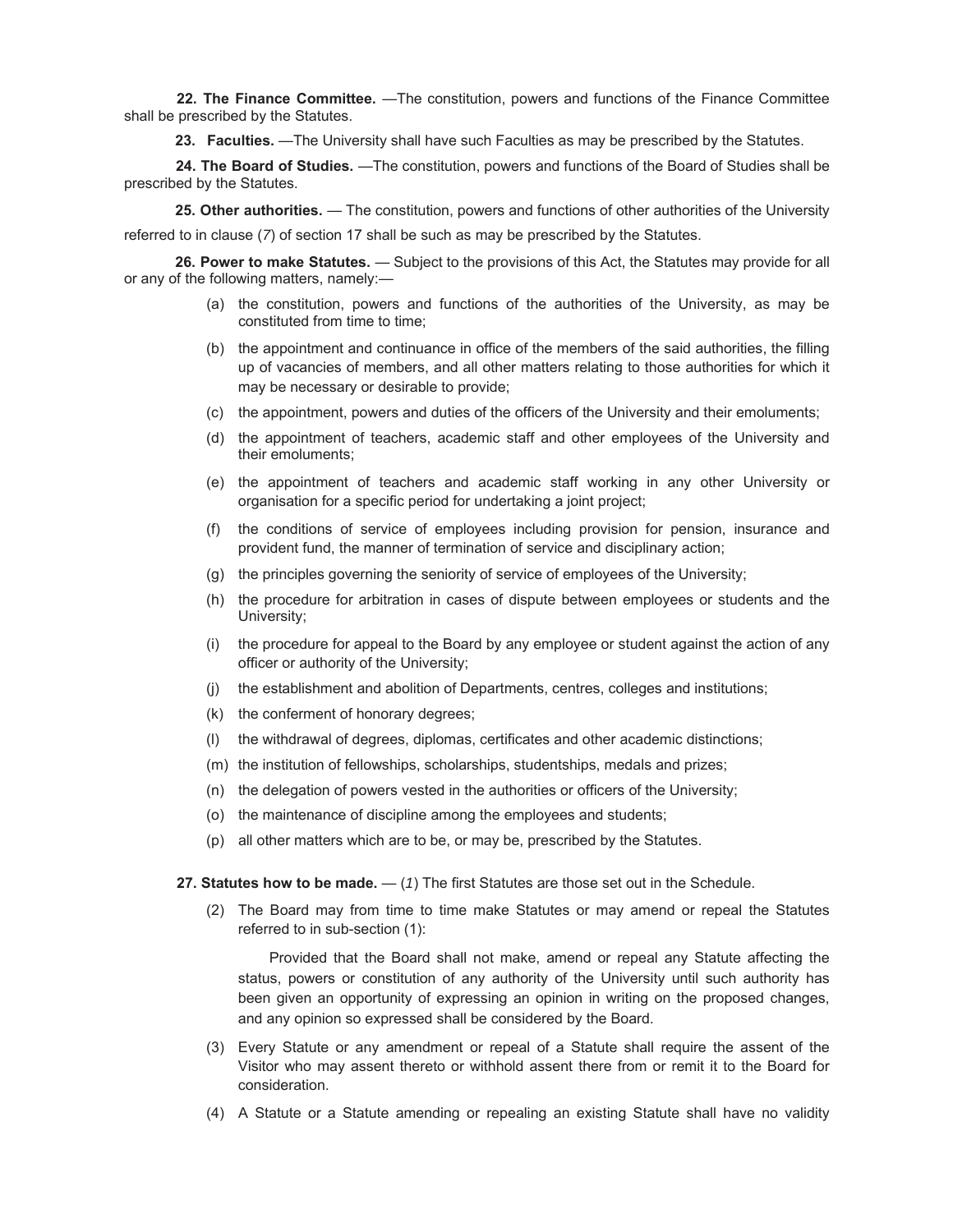**22. The Finance Committee.** —The constitution, powers and functions of the Finance Committee shall be prescribed by the Statutes.

**23. Faculties.** —The University shall have such Faculties as may be prescribed by the Statutes.

**24. The Board of Studies.** —The constitution, powers and functions of the Board of Studies shall be prescribed by the Statutes.

**25. Other authorities.** — The constitution, powers and functions of other authorities of the University referred to in clause (*7*) of section 17 shall be such as may be prescribed by the Statutes.

**26. Power to make Statutes.** — Subject to the provisions of this Act, the Statutes may provide for all or any of the following matters, namely:—

(a) the constitution, powers and functions of the authorities of the University, as may be constituted from time to time;

(b) the appointment and continuance in office of the members of the said authorities, the filling up of vacancies of members, and all other matters relating to those authorities for which it may be necessary or desirable to provide;

(c) the appointment, powers and duties of the officers of the University and their emoluments;

(d) the appointment of teachers, academic staff and other employees of the University and their emoluments;

(e) the appointment of teachers and academic staff working in any other University or organisation for a specific period for undertaking a joint project;

(f) the conditions of service of employees including provision for pension, insurance and provident fund, the manner of termination of service and disciplinary action;

(g) the principles governing the seniority of service of employees of the University;

(h) the procedure for arbitration in cases of dispute between employees or students and the University;

(i) the procedure for appeal to the Board by any employee or student against the action of any officer or authority of the University;

(j) the establishment and abolition of Departments, centres, colleges and institutions;

(k) the conferment of honorary degrees;

(l) the withdrawal of degrees, diplomas, certificates and other academic distinctions;

(m) the institution of fellowships, scholarships, studentships, medals and prizes;

(n) the delegation of powers vested in the authorities or officers of the University;

(o) the maintenance of discipline among the employees and students;

(p) all other matters which are to be, or may be, prescribed by the Statutes.

**27. Statutes how to be made.** — (*1*) The first Statutes are those set out in the Schedule.

(2) The Board may from time to time make Statutes or may amend or repeal the Statutes referred to in sub-section (1):

Provided that the Board shall not make, amend or repeal any Statute affecting the status, powers or constitution of any authority of the University until such authority has been given an opportunity of expressing an opinion in writing on the proposed changes, and any opinion so expressed shall be considered by the Board.

(3) Every Statute or any amendment or repeal of a Statute shall require the assent of the Visitor who may assent thereto or withhold assent there from or remit it to the Board for consideration.

(4) A Statute or a Statute amending or repealing an existing Statute shall have no validity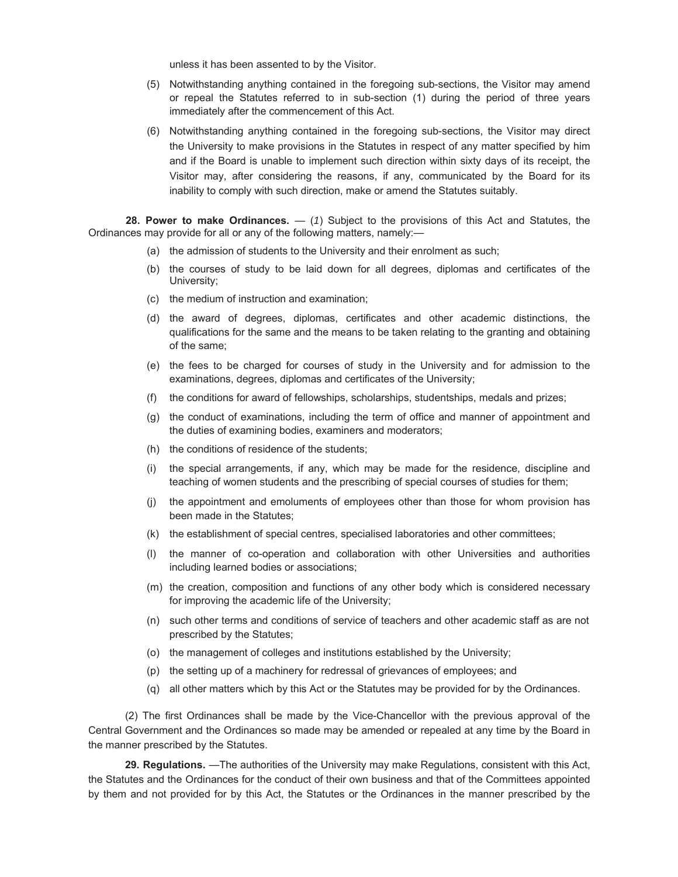unless it has been assented to by the Visitor.

(5) Notwithstanding anything contained in the foregoing sub-sections, the Visitor may amend or repeal the Statutes referred to in sub-section (1) during the period of three years immediately after the commencement of this Act.

(6) Notwithstanding anything contained in the foregoing sub-sections, the Visitor may direct the University to make provisions in the Statutes in respect of any matter specified by him and if the Board is unable to implement such direction within sixty days of its receipt, the Visitor may, after considering the reasons, if any, communicated by the Board for its inability to comply with such direction, make or amend the Statutes suitably.

**28. Power to make Ordinances.** — (*1*) Subject to the provisions of this Act and Statutes, the Ordinances may provide for all or any of the following matters, namely:—

(a) the admission of students to the University and their enrolment as such;

(b) the courses of study to be laid down for all degrees, diplomas and certificates of the University;

(c) the medium of instruction and examination;

(d) the award of degrees, diplomas, certificates and other academic distinctions, the qualifications for the same and the means to be taken relating to the granting and obtaining of the same;

(e) the fees to be charged for courses of study in the University and for admission to the examinations, degrees, diplomas and certificates of the University;

(f) the conditions for award of fellowships, scholarships, studentships, medals and prizes;

(g) the conduct of examinations, including the term of office and manner of appointment and the duties of examining bodies, examiners and moderators;

(h) the conditions of residence of the students;

(i) the special arrangements, if any, which may be made for the residence, discipline and teaching of women students and the prescribing of special courses of studies for them;

(j) the appointment and emoluments of employees other than those for whom provision has been made in the Statutes;

(k) the establishment of special centres, specialised laboratories and other committees;

(l) the manner of co-operation and collaboration with other Universities and authorities including learned bodies or associations;

(m) the creation, composition and functions of any other body which is considered necessary for improving the academic life of the University;

(n) such other terms and conditions of service of teachers and other academic staff as are not prescribed by the Statutes;

(o) the management of colleges and institutions established by the University;

(p) the setting up of a machinery for redressal of grievances of employees; and

(q) all other matters which by this Act or the Statutes may be provided for by the Ordinances.

(2) The first Ordinances shall be made by the Vice-Chancellor with the previous approval of the Central Government and the Ordinances so made may be amended or repealed at any time by the Board in the manner prescribed by the Statutes.

**29. Regulations.** —The authorities of the University may make Regulations, consistent with this Act, the Statutes and the Ordinances for the conduct of their own business and that of the Committees appointed by them and not provided for by this Act, the Statutes or the Ordinances in the manner prescribed by the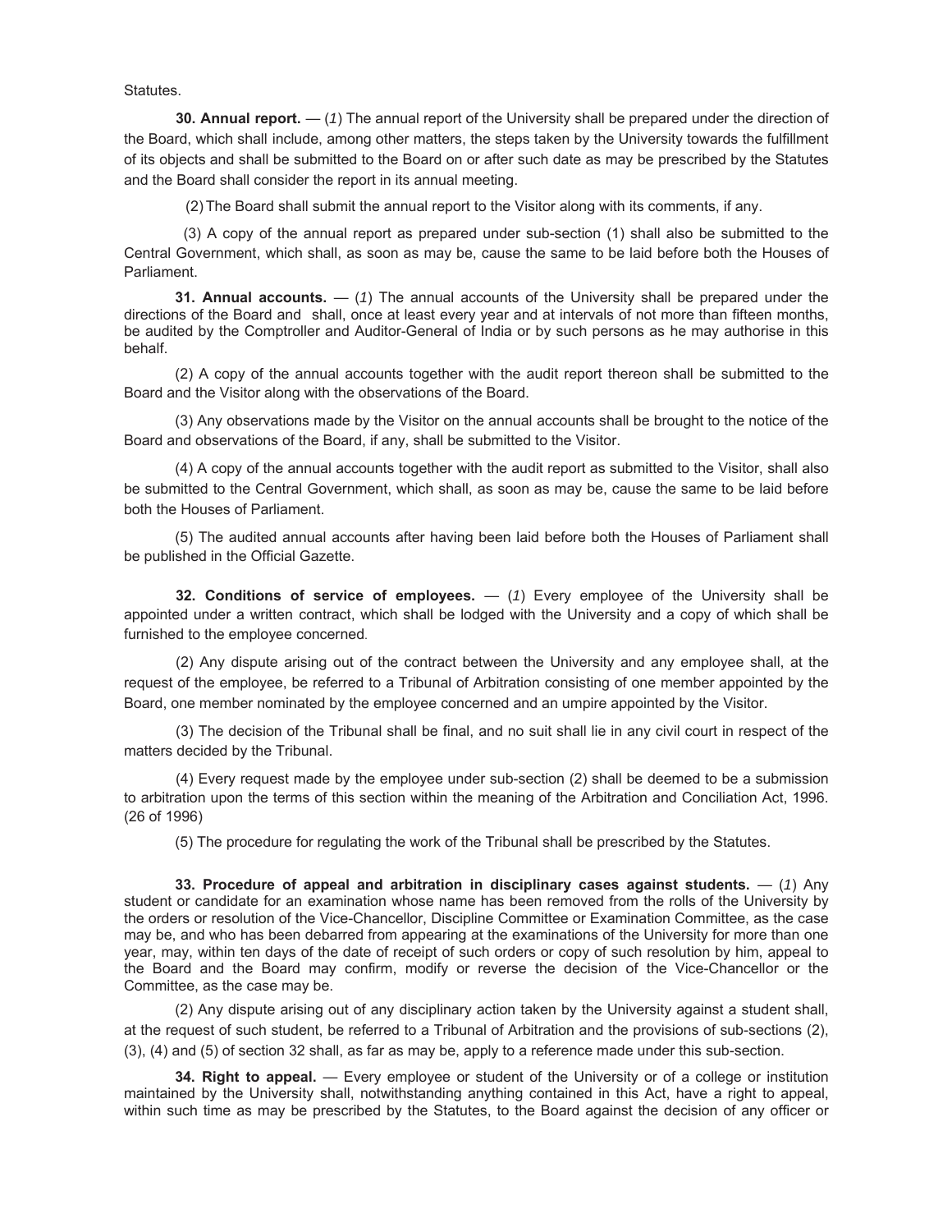Statutes.

**30. Annual report.** — (*1*) The annual report of the University shall be prepared under the direction of the Board, which shall include, among other matters, the steps taken by the University towards the fulfillment of its objects and shall be submitted to the Board on or after such date as may be prescribed by the Statutes and the Board shall consider the report in its annual meeting.

(2) The Board shall submit the annual report to the Visitor along with its comments, if any.

(3) A copy of the annual report as prepared under sub-section (1) shall also be submitted to the Central Government, which shall, as soon as may be, cause the same to be laid before both the Houses of Parliament.

**31. Annual accounts.** — (*1*) The annual accounts of the University shall be prepared under the directions of the Board and shall, once at least every year and at intervals of not more than fifteen months, be audited by the Comptroller and Auditor-General of India or by such persons as he may authorise in this behalf.

(2) A copy of the annual accounts together with the audit report thereon shall be submitted to the Board and the Visitor along with the observations of the Board.

(3) Any observations made by the Visitor on the annual accounts shall be brought to the notice of the Board and observations of the Board, if any, shall be submitted to the Visitor.

(4) A copy of the annual accounts together with the audit report as submitted to the Visitor, shall also be submitted to the Central Government, which shall, as soon as may be, cause the same to be laid before both the Houses of Parliament.

(5) The audited annual accounts after having been laid before both the Houses of Parliament shall be published in the Official Gazette.

**32. Conditions of service of employees.** — (*1*) Every employee of the University shall be appointed under a written contract, which shall be lodged with the University and a copy of which shall be furnished to the employee concerned.

(2) Any dispute arising out of the contract between the University and any employee shall, at the request of the employee, be referred to a Tribunal of Arbitration consisting of one member appointed by the Board, one member nominated by the employee concerned and an umpire appointed by the Visitor.

(3) The decision of the Tribunal shall be final, and no suit shall lie in any civil court in respect of the matters decided by the Tribunal.

(4) Every request made by the employee under sub-section (2) shall be deemed to be a submission to arbitration upon the terms of this section within the meaning of the Arbitration and Conciliation Act, 1996. (26 of 1996)

(5) The procedure for regulating the work of the Tribunal shall be prescribed by the Statutes.

**33. Procedure of appeal and arbitration in disciplinary cases against students.** — (*1*) Any student or candidate for an examination whose name has been removed from the rolls of the University by the orders or resolution of the Vice-Chancellor, Discipline Committee or Examination Committee, as the case may be, and who has been debarred from appearing at the examinations of the University for more than one year, may, within ten days of the date of receipt of such orders or copy of such resolution by him, appeal to the Board and the Board may confirm, modify or reverse the decision of the Vice-Chancellor or the Committee, as the case may be.

(2) Any dispute arising out of any disciplinary action taken by the University against a student shall, at the request of such student, be referred to a Tribunal of Arbitration and the provisions of sub-sections (2), (3), (4) and (5) of section 32 shall, as far as may be, apply to a reference made under this sub-section.

**34. Right to appeal.** — Every employee or student of the University or of a college or institution maintained by the University shall, notwithstanding anything contained in this Act, have a right to appeal, within such time as may be prescribed by the Statutes, to the Board against the decision of any officer or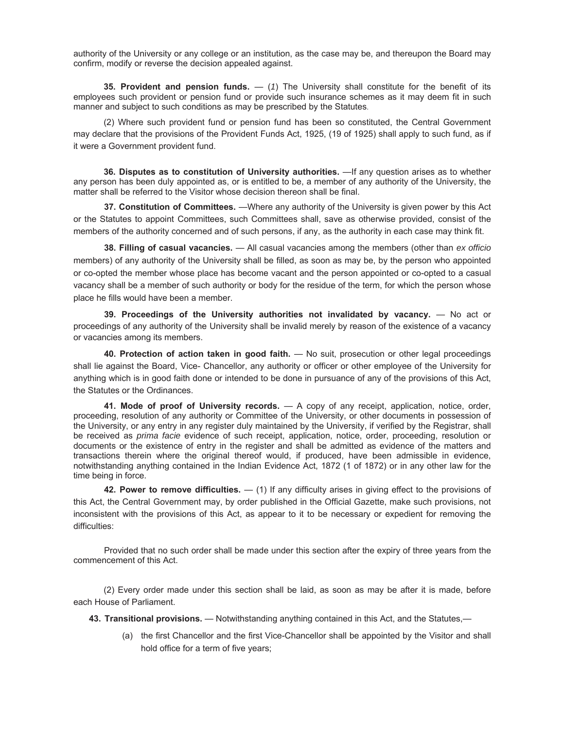authority of the University or any college or an institution, as the case may be, and thereupon the Board may confirm, modify or reverse the decision appealed against.

**35. Provident and pension funds.** — (*1*) The University shall constitute for the benefit of its employees such provident or pension fund or provide such insurance schemes as it may deem fit in such manner and subject to such conditions as may be prescribed by the Statutes.

(2) Where such provident fund or pension fund has been so constituted, the Central Government may declare that the provisions of the Provident Funds Act, 1925, (19 of 1925) shall apply to such fund, as if it were a Government provident fund.

**36. Disputes as to constitution of University authorities.** —If any question arises as to whether any person has been duly appointed as, or is entitled to be, a member of any authority of the University, the matter shall be referred to the Visitor whose decision thereon shall be final.

**37. Constitution of Committees.** —Where any authority of the University is given power by this Act or the Statutes to appoint Committees, such Committees shall, save as otherwise provided, consist of the members of the authority concerned and of such persons, if any, as the authority in each case may think fit.

**38. Filling of casual vacancies.** — All casual vacancies among the members (other than *ex officio* members) of any authority of the University shall be filled, as soon as may be, by the person who appointed or co-opted the member whose place has become vacant and the person appointed or co-opted to a casual vacancy shall be a member of such authority or body for the residue of the term, for which the person whose place he fills would have been a member.

**39. Proceedings of the University authorities not invalidated by vacancy.** — No act or proceedings of any authority of the University shall be invalid merely by reason of the existence of a vacancy or vacancies among its members.

**40. Protection of action taken in good faith.** — No suit, prosecution or other legal proceedings shall lie against the Board, Vice- Chancellor, any authority or officer or other employee of the University for anything which is in good faith done or intended to be done in pursuance of any of the provisions of this Act, the Statutes or the Ordinances.

**41. Mode of proof of University records.** — A copy of any receipt, application, notice, order, proceeding, resolution of any authority or Committee of the University, or other documents in possession of the University, or any entry in any register duly maintained by the University, if verified by the Registrar, shall be received as *prima facie* evidence of such receipt, application, notice, order, proceeding, resolution or documents or the existence of entry in the register and shall be admitted as evidence of the matters and transactions therein where the original thereof would, if produced, have been admissible in evidence, notwithstanding anything contained in the Indian Evidence Act, 1872 (1 of 1872) or in any other law for the time being in force.

**42. Power to remove difficulties.** — (1) If any difficulty arises in giving effect to the provisions of this Act, the Central Government may, by order published in the Official Gazette, make such provisions, not inconsistent with the provisions of this Act, as appear to it to be necessary or expedient for removing the difficulties:

Provided that no such order shall be made under this section after the expiry of three years from the commencement of this Act.

(2) Every order made under this section shall be laid, as soon as may be after it is made, before each House of Parliament.

**43. Transitional provisions.** — Notwithstanding anything contained in this Act, and the Statutes,—

(a) the first Chancellor and the first Vice-Chancellor shall be appointed by the Visitor and shall hold office for a term of five years;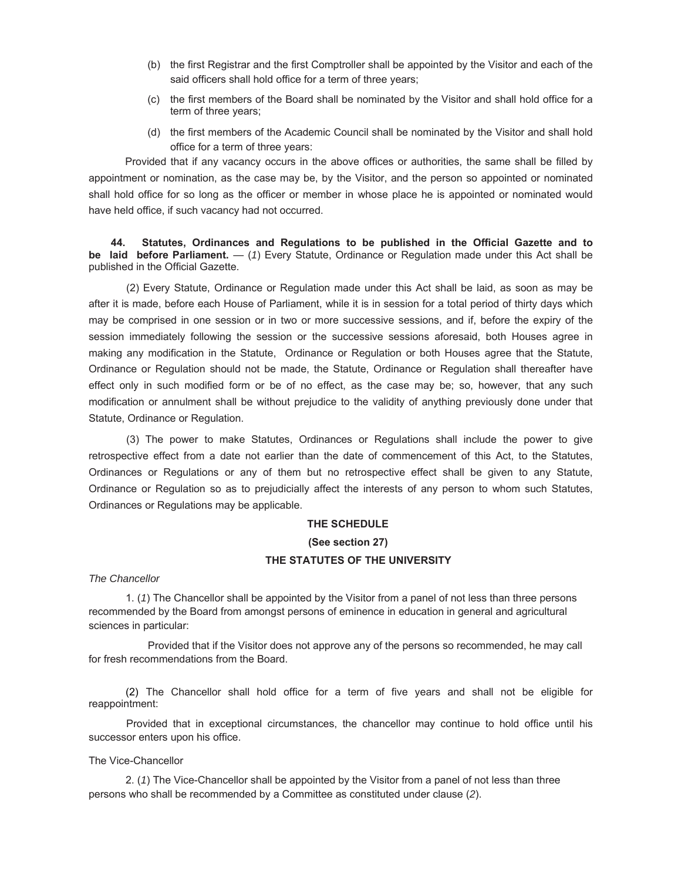(b) the first Registrar and the first Comptroller shall be appointed by the Visitor and each of the said officers shall hold office for a term of three years;

(c) the first members of the Board shall be nominated by the Visitor and shall hold office for a term of three years;

(d) the first members of the Academic Council shall be nominated by the Visitor and shall hold office for a term of three years:

Provided that if any vacancy occurs in the above offices or authorities, the same shall be filled by appointment or nomination, as the case may be, by the Visitor, and the person so appointed or nominated shall hold office for so long as the officer or member in whose place he is appointed or nominated would have held office, if such vacancy had not occurred.

**44. Statutes, Ordinances and Regulations to be published in the Official Gazette and to be laid before Parliament.** — (*1*) Every Statute, Ordinance or Regulation made under this Act shall be published in the Official Gazette.

(2) Every Statute, Ordinance or Regulation made under this Act shall be laid, as soon as may be after it is made, before each House of Parliament, while it is in session for a total period of thirty days which may be comprised in one session or in two or more successive sessions, and if, before the expiry of the session immediately following the session or the successive sessions aforesaid, both Houses agree in making any modification in the Statute, Ordinance or Regulation or both Houses agree that the Statute, Ordinance or Regulation should not be made, the Statute, Ordinance or Regulation shall thereafter have effect only in such modified form or be of no effect, as the case may be; so, however, that any such modification or annulment shall be without prejudice to the validity of anything previously done under that Statute, Ordinance or Regulation.

(3) The power to make Statutes, Ordinances or Regulations shall include the power to give retrospective effect from a date not earlier than the date of commencement of this Act, to the Statutes, Ordinances or Regulations or any of them but no retrospective effect shall be given to any Statute, Ordinance or Regulation so as to prejudicially affect the interests of any person to whom such Statutes, Ordinances or Regulations may be applicable.

**THE SCHEDULE**

**(See section 27)**

**THE STATUTES OF THE UNIVERSITY**

*The Chancellor*

1. (*1*) The Chancellor shall be appointed by the Visitor from a panel of not less than three persons recommended by the Board from amongst persons of eminence in education in general and agricultural sciences in particular:

Provided that if the Visitor does not approve any of the persons so recommended, he may call for fresh recommendations from the Board.

(2) The Chancellor shall hold office for a term of five years and shall not be eligible for reappointment:

Provided that in exceptional circumstances, the chancellor may continue to hold office until his successor enters upon his office.

The Vice-Chancellor

2. (*1*) The Vice-Chancellor shall be appointed by the Visitor from a panel of not less than three persons who shall be recommended by a Committee as constituted under clause (*2*).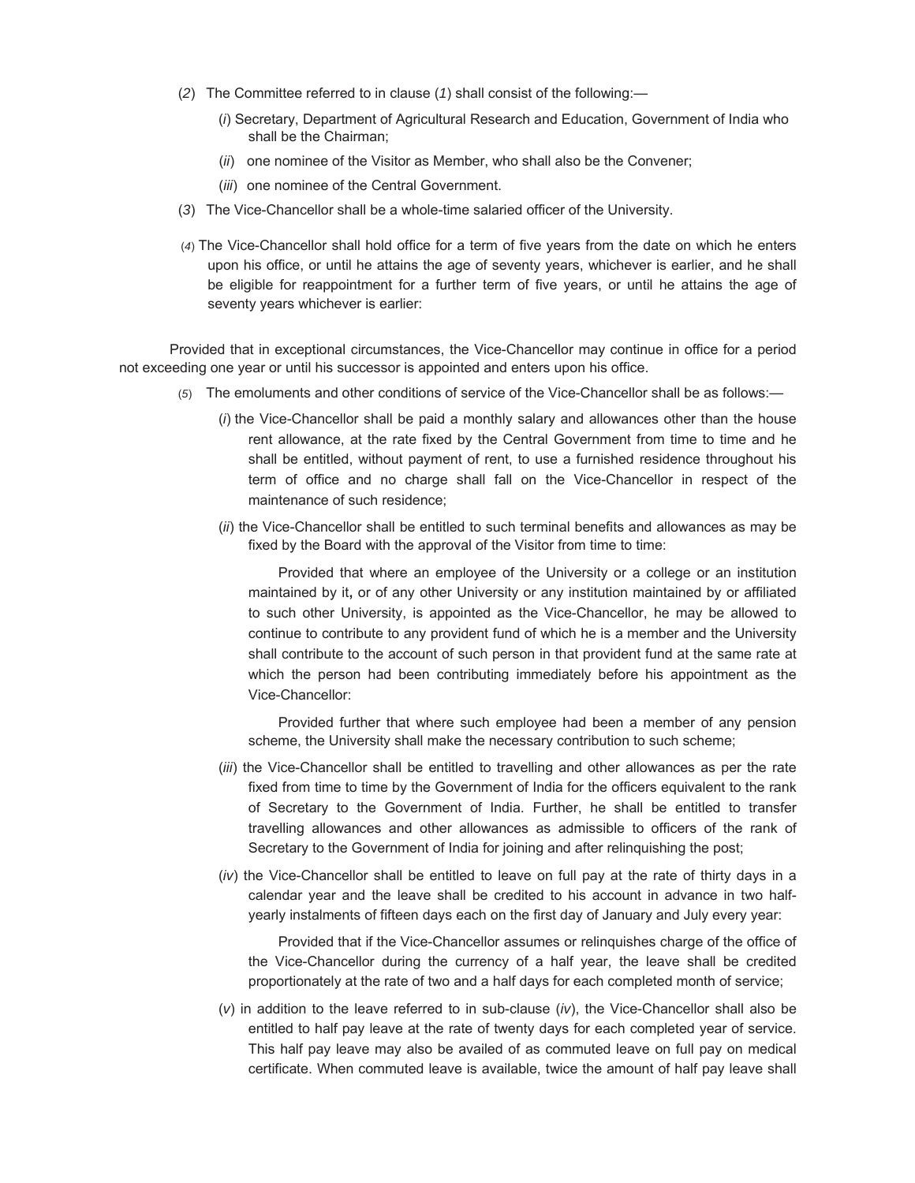(*2*) The Committee referred to in clause (*1*) shall consist of the following:—

(*i*) Secretary, Department of Agricultural Research and Education, Government of India who shall be the Chairman;

(*ii*) one nominee of the Visitor as Member, who shall also be the Convener;

(*iii*) one nominee of the Central Government.

(*3*) The Vice-Chancellor shall be a whole-time salaried officer of the University.

(*4*) The Vice-Chancellor shall hold office for a term of five years from the date on which he enters upon his office, or until he attains the age of seventy years, whichever is earlier, and he shall be eligible for reappointment for a further term of five years, or until he attains the age of seventy years whichever is earlier:

Provided that in exceptional circumstances, the Vice-Chancellor may continue in office for a period not exceeding one year or until his successor is appointed and enters upon his office.

(*5*) The emoluments and other conditions of service of the Vice-Chancellor shall be as follows:—

(*i*) the Vice-Chancellor shall be paid a monthly salary and allowances other than the house rent allowance, at the rate fixed by the Central Government from time to time and he shall be entitled, without payment of rent, to use a furnished residence throughout his term of office and no charge shall fall on the Vice-Chancellor in respect of the maintenance of such residence;

(*ii*) the Vice-Chancellor shall be entitled to such terminal benefits and allowances as may be fixed by the Board with the approval of the Visitor from time to time:

Provided that where an employee of the University or a college or an institution maintained by it**,** or of any other University or any institution maintained by or affiliated to such other University, is appointed as the Vice-Chancellor, he may be allowed to continue to contribute to any provident fund of which he is a member and the University shall contribute to the account of such person in that provident fund at the same rate at which the person had been contributing immediately before his appointment as the Vice-Chancellor:

Provided further that where such employee had been a member of any pension scheme, the University shall make the necessary contribution to such scheme;

(*iii*) the Vice-Chancellor shall be entitled to travelling and other allowances as per the rate fixed from time to time by the Government of India for the officers equivalent to the rank of Secretary to the Government of India. Further, he shall be entitled to transfer travelling allowances and other allowances as admissible to officers of the rank of Secretary to the Government of India for joining and after relinquishing the post;

(*iv*) the Vice-Chancellor shall be entitled to leave on full pay at the rate of thirty days in a calendar year and the leave shall be credited to his account in advance in two half-yearly instalments of fifteen days each on the first day of January and July every year:

Provided that if the Vice-Chancellor assumes or relinquishes charge of the office of the Vice-Chancellor during the currency of a half year, the leave shall be credited proportionately at the rate of two and a half days for each completed month of service;

(*v*) in addition to the leave referred to in sub-clause (*iv*), the Vice-Chancellor shall also be entitled to half pay leave at the rate of twenty days for each completed year of service. This half pay leave may also be availed of as commuted leave on full pay on medical certificate. When commuted leave is available, twice the amount of half pay leave shall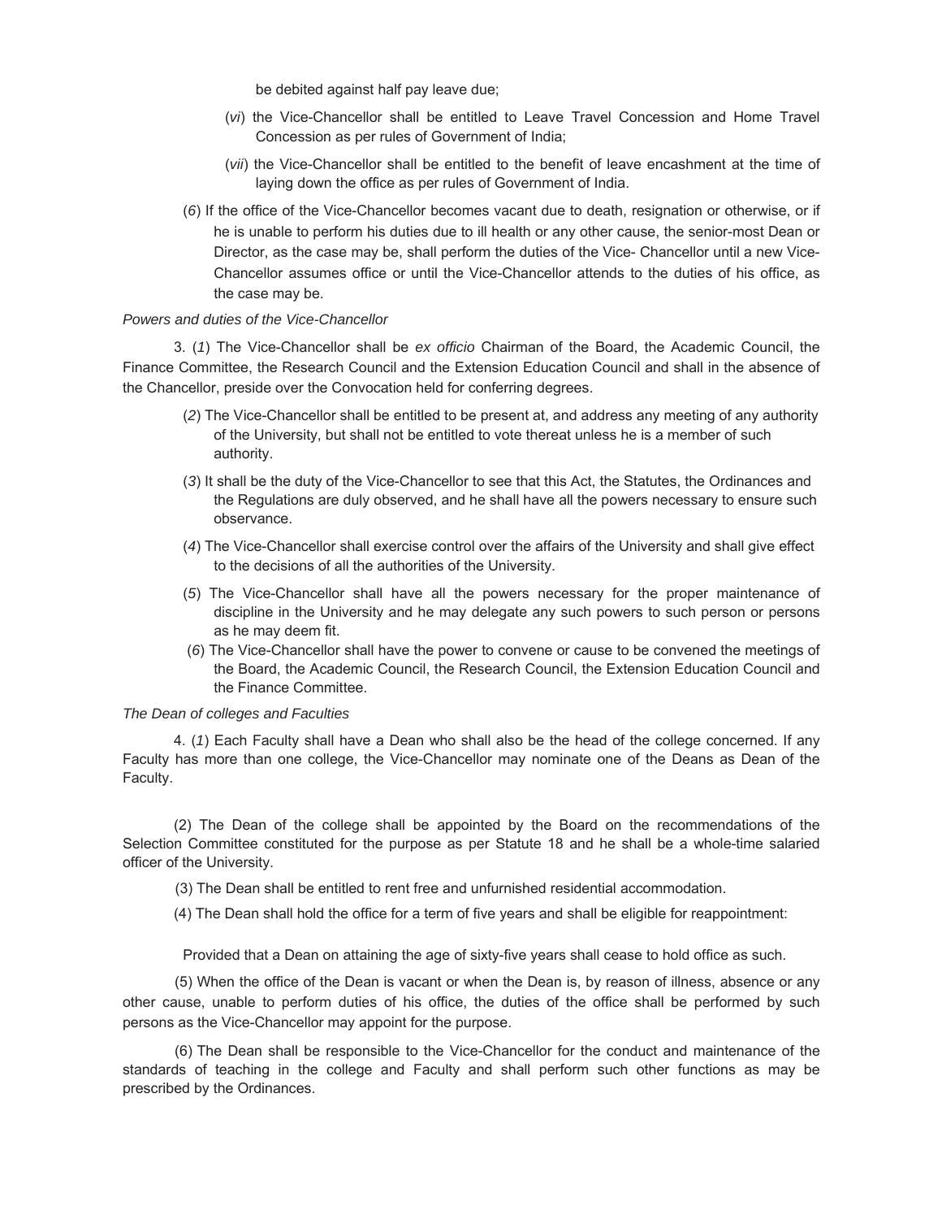be debited against half pay leave due;

(*vi*) the Vice-Chancellor shall be entitled to Leave Travel Concession and Home Travel Concession as per rules of Government of India;

(*vii*) the Vice-Chancellor shall be entitled to the benefit of leave encashment at the time of laying down the office as per rules of Government of India.

(*6*) If the office of the Vice-Chancellor becomes vacant due to death, resignation or otherwise, or if he is unable to perform his duties due to ill health or any other cause, the senior-most Dean or Director, as the case may be, shall perform the duties of the Vice- Chancellor until a new Vice-Chancellor assumes office or until the Vice-Chancellor attends to the duties of his office, as the case may be.

*Powers and duties of the Vice-Chancellor*

3. (*1*) The Vice-Chancellor shall be *ex officio* Chairman of the Board, the Academic Council, the Finance Committee, the Research Council and the Extension Education Council and shall in the absence of the Chancellor, preside over the Convocation held for conferring degrees.

(*2*) The Vice-Chancellor shall be entitled to be present at, and address any meeting of any authority of the University, but shall not be entitled to vote thereat unless he is a member of such authority.

(*3*) It shall be the duty of the Vice-Chancellor to see that this Act, the Statutes, the Ordinances and the Regulations are duly observed, and he shall have all the powers necessary to ensure such observance.

(*4*) The Vice-Chancellor shall exercise control over the affairs of the University and shall give effect to the decisions of all the authorities of the University.

(*5*) The Vice-Chancellor shall have all the powers necessary for the proper maintenance of discipline in the University and he may delegate any such powers to such person or persons as he may deem fit.

(*6*) The Vice-Chancellor shall have the power to convene or cause to be convened the meetings of the Board, the Academic Council, the Research Council, the Extension Education Council and the Finance Committee.

*The Dean of colleges and Faculties*

4. (*1*) Each Faculty shall have a Dean who shall also be the head of the college concerned. If any Faculty has more than one college, the Vice-Chancellor may nominate one of the Deans as Dean of the Faculty.

(2) The Dean of the college shall be appointed by the Board on the recommendations of the Selection Committee constituted for the purpose as per Statute 18 and he shall be a whole-time salaried officer of the University.

(3) The Dean shall be entitled to rent free and unfurnished residential accommodation.

(4) The Dean shall hold the office for a term of five years and shall be eligible for reappointment:

Provided that a Dean on attaining the age of sixty-five years shall cease to hold office as such.

(5) When the office of the Dean is vacant or when the Dean is, by reason of illness, absence or any other cause, unable to perform duties of his office, the duties of the office shall be performed by such persons as the Vice-Chancellor may appoint for the purpose.

(6) The Dean shall be responsible to the Vice-Chancellor for the conduct and maintenance of the standards of teaching in the college and Faculty and shall perform such other functions as may be prescribed by the Ordinances.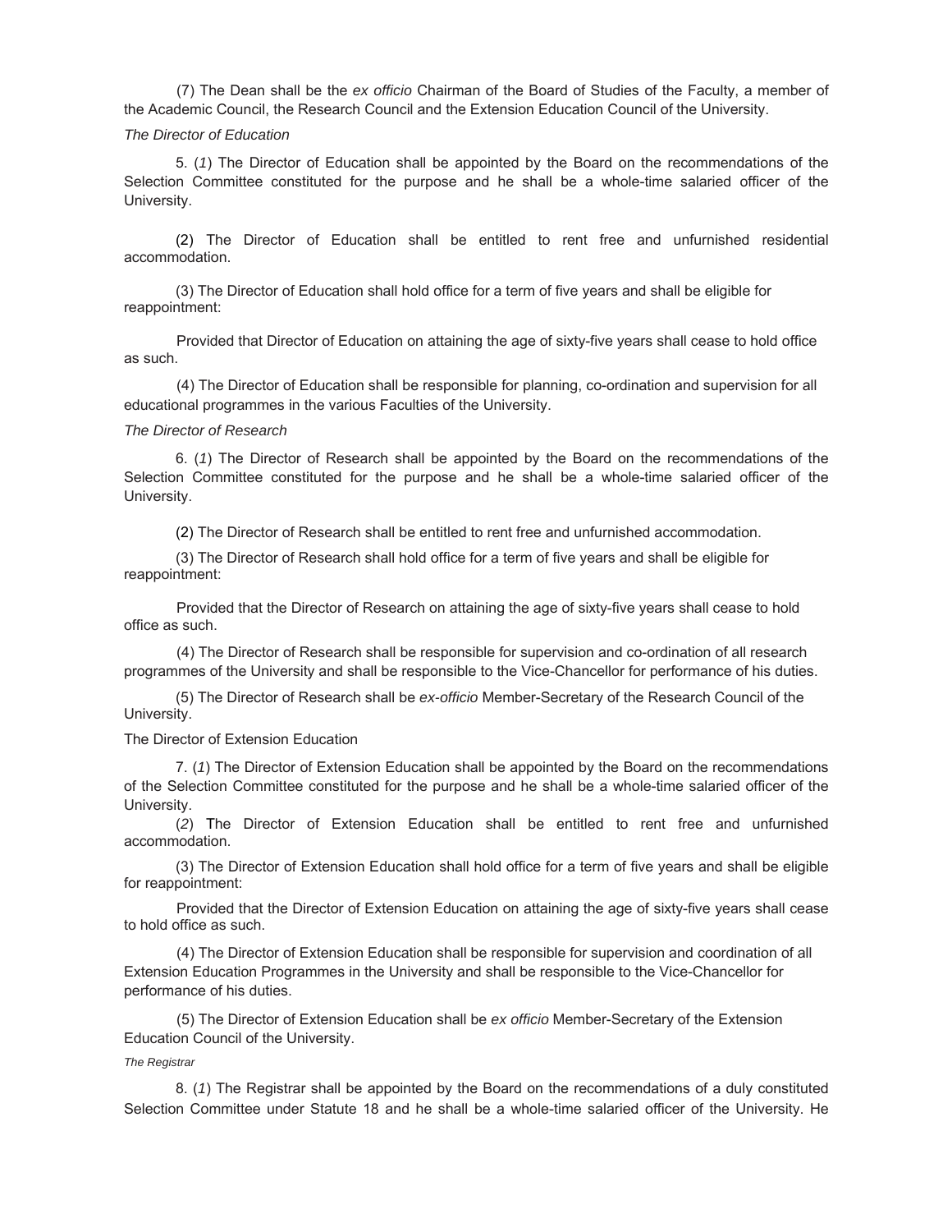(7) The Dean shall be the *ex officio* Chairman of the Board of Studies of the Faculty, a member of the Academic Council, the Research Council and the Extension Education Council of the University.

*The Director of Education*

5. (*1*) The Director of Education shall be appointed by the Board on the recommendations of the Selection Committee constituted for the purpose and he shall be a whole-time salaried officer of the University.

(2) The Director of Education shall be entitled to rent free and unfurnished residential accommodation.

(3) The Director of Education shall hold office for a term of five years and shall be eligible for reappointment:

Provided that Director of Education on attaining the age of sixty-five years shall cease to hold office as such.

(4) The Director of Education shall be responsible for planning, co-ordination and supervision for all educational programmes in the various Faculties of the University.

*The Director of Research*

6. (*1*) The Director of Research shall be appointed by the Board on the recommendations of the Selection Committee constituted for the purpose and he shall be a whole-time salaried officer of the University.

(2) The Director of Research shall be entitled to rent free and unfurnished accommodation.

(3) The Director of Research shall hold office for a term of five years and shall be eligible for reappointment:

Provided that the Director of Research on attaining the age of sixty-five years shall cease to hold office as such.

(4) The Director of Research shall be responsible for supervision and co-ordination of all research programmes of the University and shall be responsible to the Vice-Chancellor for performance of his duties.

(5) The Director of Research shall be *ex-officio* Member-Secretary of the Research Council of the University.

The Director of Extension Education

7. (*1*) The Director of Extension Education shall be appointed by the Board on the recommendations of the Selection Committee constituted for the purpose and he shall be a whole-time salaried officer of the University.

(*2*) The Director of Extension Education shall be entitled to rent free and unfurnished accommodation.

(3) The Director of Extension Education shall hold office for a term of five years and shall be eligible for reappointment:

Provided that the Director of Extension Education on attaining the age of sixty-five years shall cease to hold office as such.

(4) The Director of Extension Education shall be responsible for supervision and coordination of all Extension Education Programmes in the University and shall be responsible to the Vice-Chancellor for performance of his duties.

(5) The Director of Extension Education shall be *ex officio* Member-Secretary of the Extension Education Council of the University.

*The Registrar*

8. (*1*) The Registrar shall be appointed by the Board on the recommendations of a duly constituted Selection Committee under Statute 18 and he shall be a whole-time salaried officer of the University. He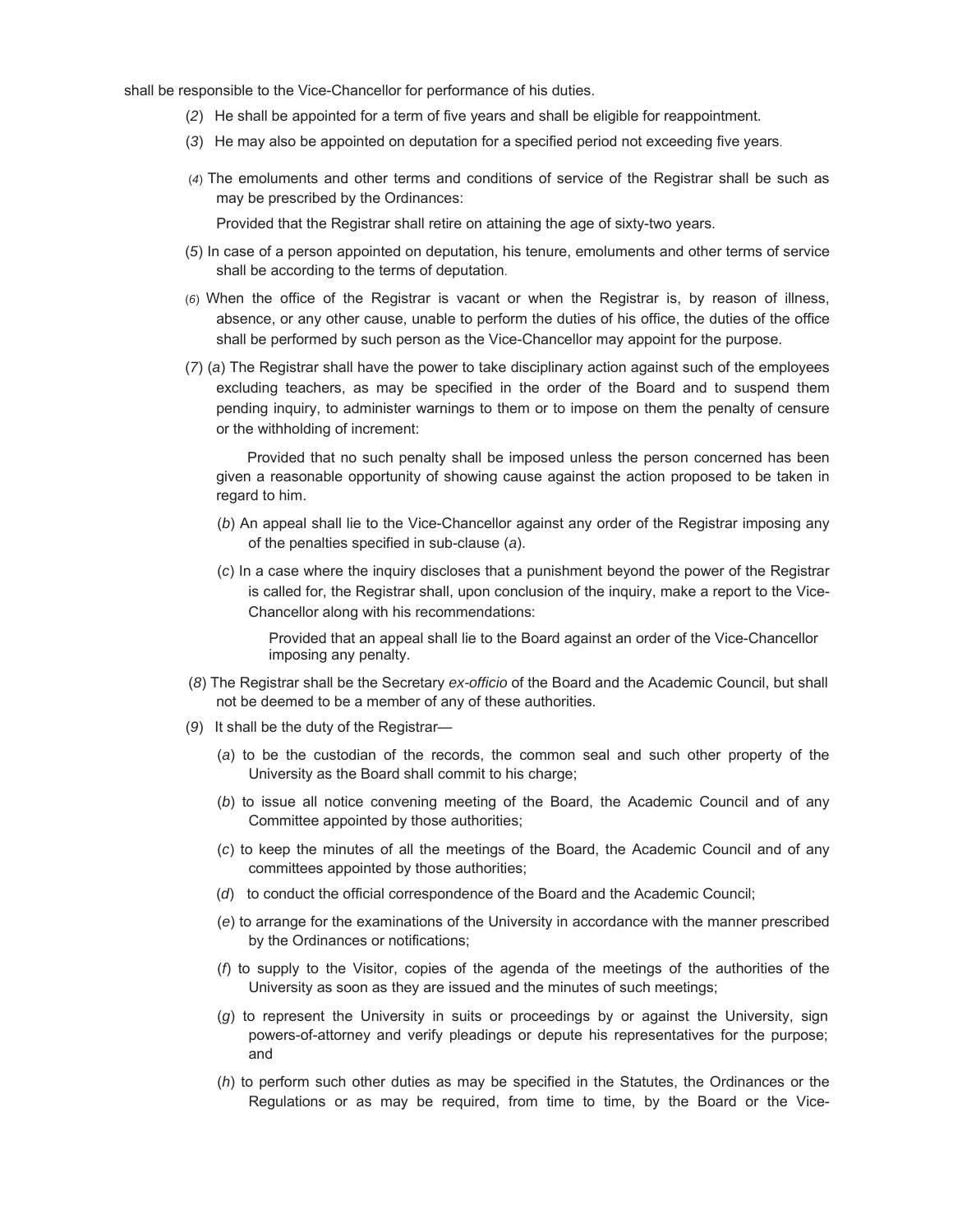shall be responsible to the Vice-Chancellor for performance of his duties.

(*2*) He shall be appointed for a term of five years and shall be eligible for reappointment.

(*3*) He may also be appointed on deputation for a specified period not exceeding five years.

(*4*) The emoluments and other terms and conditions of service of the Registrar shall be such as may be prescribed by the Ordinances:

Provided that the Registrar shall retire on attaining the age of sixty-two years.

(*5*) In case of a person appointed on deputation, his tenure, emoluments and other terms of service shall be according to the terms of deputation.

(*6*) When the office of the Registrar is vacant or when the Registrar is, by reason of illness, absence, or any other cause, unable to perform the duties of his office, the duties of the office shall be performed by such person as the Vice-Chancellor may appoint for the purpose.

(*7*) (*a*) The Registrar shall have the power to take disciplinary action against such of the employees excluding teachers, as may be specified in the order of the Board and to suspend them pending inquiry, to administer warnings to them or to impose on them the penalty of censure or the withholding of increment:

Provided that no such penalty shall be imposed unless the person concerned has been given a reasonable opportunity of showing cause against the action proposed to be taken in regard to him.

(*b*) An appeal shall lie to the Vice-Chancellor against any order of the Registrar imposing any of the penalties specified in sub-clause (*a*).

(*c*) In a case where the inquiry discloses that a punishment beyond the power of the Registrar is called for, the Registrar shall, upon conclusion of the inquiry, make a report to the Vice-Chancellor along with his recommendations:

Provided that an appeal shall lie to the Board against an order of the Vice-Chancellor imposing any penalty.

(*8*) The Registrar shall be the Secretary *ex-officio* of the Board and the Academic Council, but shall not be deemed to be a member of any of these authorities.

(*9*) It shall be the duty of the Registrar—

(*a*) to be the custodian of the records, the common seal and such other property of the University as the Board shall commit to his charge;

(*b*) to issue all notice convening meeting of the Board, the Academic Council and of any Committee appointed by those authorities;

(*c*) to keep the minutes of all the meetings of the Board, the Academic Council and of any committees appointed by those authorities;

(*d*) to conduct the official correspondence of the Board and the Academic Council;

(*e*) to arrange for the examinations of the University in accordance with the manner prescribed by the Ordinances or notifications;

(*f*) to supply to the Visitor, copies of the agenda of the meetings of the authorities of the University as soon as they are issued and the minutes of such meetings;

(*g*) to represent the University in suits or proceedings by or against the University, sign powers-of-attorney and verify pleadings or depute his representatives for the purpose; and

(*h*) to perform such other duties as may be specified in the Statutes, the Ordinances or the Regulations or as may be required, from time to time, by the Board or the Vice-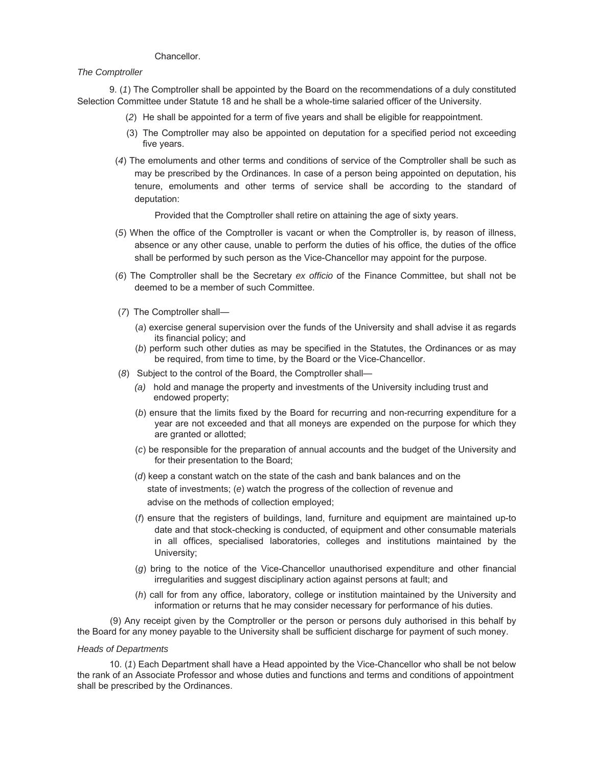Chancellor.

*The Comptroller*

9. (*1*) The Comptroller shall be appointed by the Board on the recommendations of a duly constituted Selection Committee under Statute 18 and he shall be a whole-time salaried officer of the University.

(*2*) He shall be appointed for a term of five years and shall be eligible for reappointment.

(3) The Comptroller may also be appointed on deputation for a specified period not exceeding five years.

(*4*) The emoluments and other terms and conditions of service of the Comptroller shall be such as may be prescribed by the Ordinances. In case of a person being appointed on deputation, his tenure, emoluments and other terms of service shall be according to the standard of deputation:

Provided that the Comptroller shall retire on attaining the age of sixty years.

(*5*) When the office of the Comptroller is vacant or when the Comptroller is, by reason of illness, absence or any other cause, unable to perform the duties of his office, the duties of the office shall be performed by such person as the Vice-Chancellor may appoint for the purpose.

(*6*) The Comptroller shall be the Secretary *ex officio* of the Finance Committee, but shall not be deemed to be a member of such Committee.

(*7*) The Comptroller shall—

(*a*) exercise general supervision over the funds of the University and shall advise it as regards its financial policy; and

(*b*) perform such other duties as may be specified in the Statutes, the Ordinances or as may be required, from time to time, by the Board or the Vice-Chancellor.

(*8*) Subject to the control of the Board, the Comptroller shall—

*(a)* hold and manage the property and investments of the University including trust and endowed property;

(*b*) ensure that the limits fixed by the Board for recurring and non-recurring expenditure for a year are not exceeded and that all moneys are expended on the purpose for which they are granted or allotted;

(*c*) be responsible for the preparation of annual accounts and the budget of the University and for their presentation to the Board;

(*d*) keep a constant watch on the state of the cash and bank balances and on the state of investments; (*e*) watch the progress of the collection of revenue and advise on the methods of collection employed;

(*f*) ensure that the registers of buildings, land, furniture and equipment are maintained up-to date and that stock-checking is conducted, of equipment and other consumable materials in all offices, specialised laboratories, colleges and institutions maintained by the University;

(*g*) bring to the notice of the Vice-Chancellor unauthorised expenditure and other financial irregularities and suggest disciplinary action against persons at fault; and

(*h*) call for from any office, laboratory, college or institution maintained by the University and information or returns that he may consider necessary for performance of his duties.

(9) Any receipt given by the Comptroller or the person or persons duly authorised in this behalf by the Board for any money payable to the University shall be sufficient discharge for payment of such money.

*Heads of Departments*

10. (*1*) Each Department shall have a Head appointed by the Vice-Chancellor who shall be not below the rank of an Associate Professor and whose duties and functions and terms and conditions of appointment shall be prescribed by the Ordinances.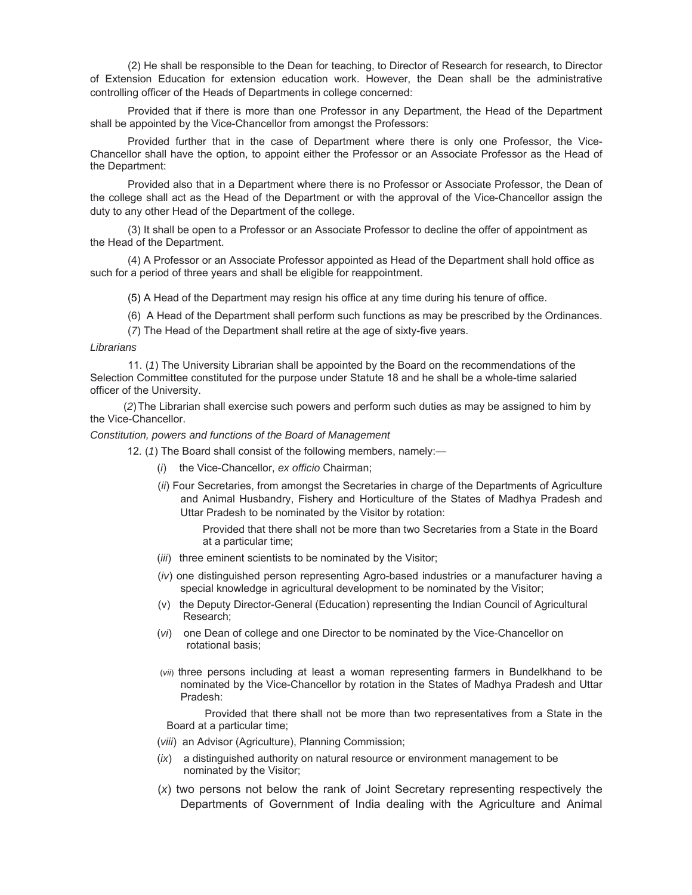(2) He shall be responsible to the Dean for teaching, to Director of Research for research, to Director of Extension Education for extension education work. However, the Dean shall be the administrative controlling officer of the Heads of Departments in college concerned:

Provided that if there is more than one Professor in any Department, the Head of the Department shall be appointed by the Vice-Chancellor from amongst the Professors:

Provided further that in the case of Department where there is only one Professor, the Vice-Chancellor shall have the option, to appoint either the Professor or an Associate Professor as the Head of the Department:

Provided also that in a Department where there is no Professor or Associate Professor, the Dean of the college shall act as the Head of the Department or with the approval of the Vice-Chancellor assign the duty to any other Head of the Department of the college.

(3) It shall be open to a Professor or an Associate Professor to decline the offer of appointment as the Head of the Department.

(4) A Professor or an Associate Professor appointed as Head of the Department shall hold office as such for a period of three years and shall be eligible for reappointment.

(5) A Head of the Department may resign his office at any time during his tenure of office.

(6) A Head of the Department shall perform such functions as may be prescribed by the Ordinances.

(*7*) The Head of the Department shall retire at the age of sixty-five years.

*Librarians*

11. (*1*) The University Librarian shall be appointed by the Board on the recommendations of the Selection Committee constituted for the purpose under Statute 18 and he shall be a whole-time salaried officer of the University.

(*2*) The Librarian shall exercise such powers and perform such duties as may be assigned to him by the Vice-Chancellor.

*Constitution, powers and functions of the Board of Management*

12. (*1*) The Board shall consist of the following members, namely:—

(*i*) the Vice-Chancellor, *ex officio* Chairman;

(*ii*) Four Secretaries, from amongst the Secretaries in charge of the Departments of Agriculture and Animal Husbandry, Fishery and Horticulture of the States of Madhya Pradesh and Uttar Pradesh to be nominated by the Visitor by rotation:

Provided that there shall not be more than two Secretaries from a State in the Board at a particular time;

(*iii*) three eminent scientists to be nominated by the Visitor;

(*iv*) one distinguished person representing Agro-based industries or a manufacturer having a special knowledge in agricultural development to be nominated by the Visitor;

(v) the Deputy Director-General (Education) representing the Indian Council of Agricultural Research;

(*vi*) one Dean of college and one Director to be nominated by the Vice-Chancellor on rotational basis;

(*vii*) three persons including at least a woman representing farmers in Bundelkhand to be nominated by the Vice-Chancellor by rotation in the States of Madhya Pradesh and Uttar Pradesh:

Provided that there shall not be more than two representatives from a State in the Board at a particular time;

(*viii*) an Advisor (Agriculture), Planning Commission;

(*ix*) a distinguished authority on natural resource or environment management to be nominated by the Visitor;

(*x*) two persons not below the rank of Joint Secretary representing respectively the Departments of Government of India dealing with the Agriculture and Animal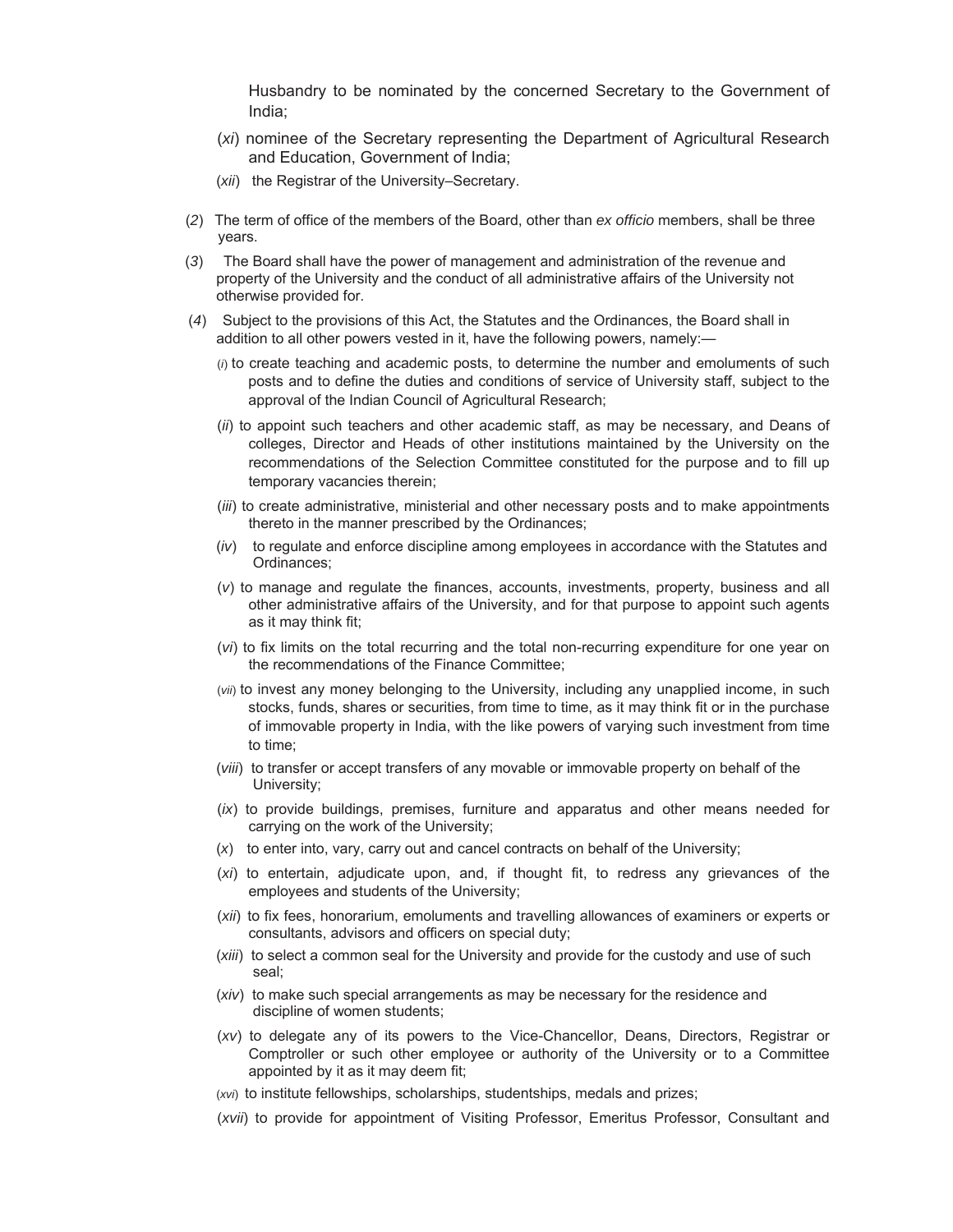Husbandry to be nominated by the concerned Secretary to the Government of India;

(*xi*) nominee of the Secretary representing the Department of Agricultural Research and Education, Government of India;

(*xii*) the Registrar of the University–Secretary.

(*2*) The term of office of the members of the Board, other than *ex officio* members, shall be three years.

(*3*) The Board shall have the power of management and administration of the revenue and property of the University and the conduct of all administrative affairs of the University not otherwise provided for.

(*4*) Subject to the provisions of this Act, the Statutes and the Ordinances, the Board shall in addition to all other powers vested in it, have the following powers, namely:—

(*i*) to create teaching and academic posts, to determine the number and emoluments of such posts and to define the duties and conditions of service of University staff, subject to the approval of the Indian Council of Agricultural Research;

(*ii*) to appoint such teachers and other academic staff, as may be necessary, and Deans of colleges, Director and Heads of other institutions maintained by the University on the recommendations of the Selection Committee constituted for the purpose and to fill up temporary vacancies therein;

(*iii*) to create administrative, ministerial and other necessary posts and to make appointments thereto in the manner prescribed by the Ordinances;

(*iv*) to regulate and enforce discipline among employees in accordance with the Statutes and Ordinances;

(*v*) to manage and regulate the finances, accounts, investments, property, business and all other administrative affairs of the University, and for that purpose to appoint such agents as it may think fit;

(*vi*) to fix limits on the total recurring and the total non-recurring expenditure for one year on the recommendations of the Finance Committee;

(*vii*) to invest any money belonging to the University, including any unapplied income, in such stocks, funds, shares or securities, from time to time, as it may think fit or in the purchase of immovable property in India, with the like powers of varying such investment from time to time;

(*viii*) to transfer or accept transfers of any movable or immovable property on behalf of the University;

(*ix*) to provide buildings, premises, furniture and apparatus and other means needed for carrying on the work of the University;

(*x*) to enter into, vary, carry out and cancel contracts on behalf of the University;

(*xi*) to entertain, adjudicate upon, and, if thought fit, to redress any grievances of the employees and students of the University;

(*xii*) to fix fees, honorarium, emoluments and travelling allowances of examiners or experts or consultants, advisors and officers on special duty;

(*xiii*) to select a common seal for the University and provide for the custody and use of such seal;

(*xiv*) to make such special arrangements as may be necessary for the residence and discipline of women students;

(*xv*) to delegate any of its powers to the Vice-Chancellor, Deans, Directors, Registrar or Comptroller or such other employee or authority of the University or to a Committee appointed by it as it may deem fit;

(*xvi*) to institute fellowships, scholarships, studentships, medals and prizes;

(*xvii*) to provide for appointment of Visiting Professor, Emeritus Professor, Consultant and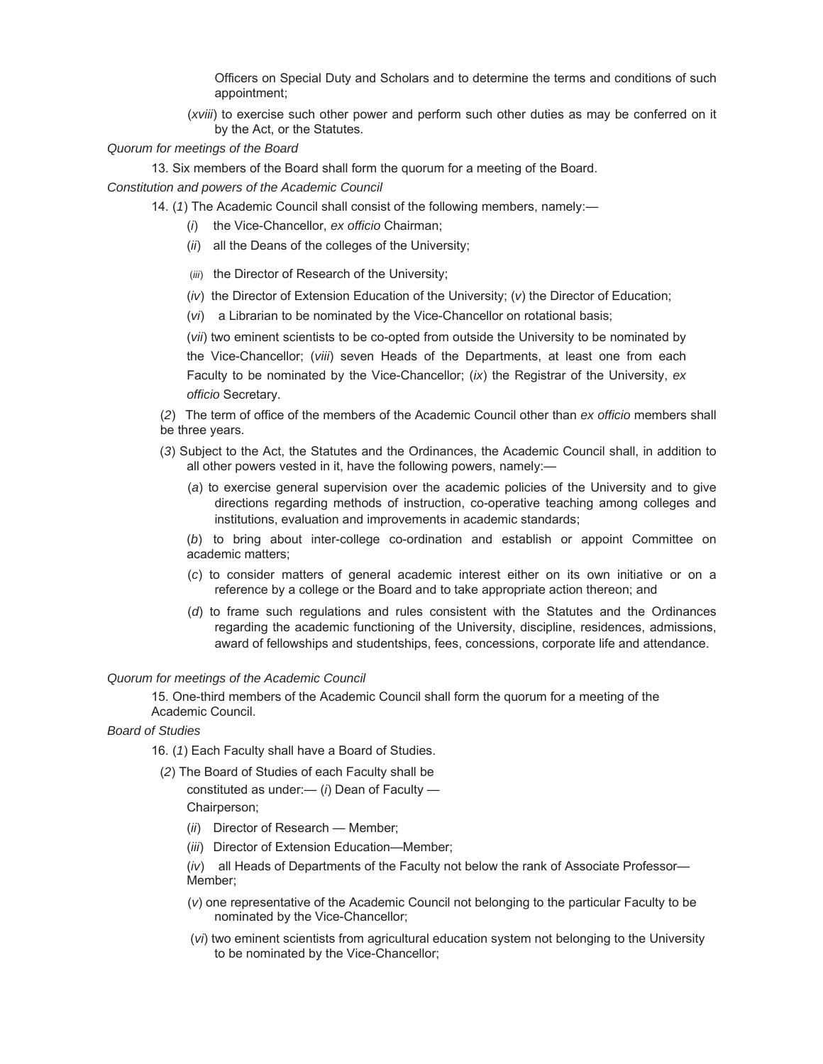Officers on Special Duty and Scholars and to determine the terms and conditions of such appointment;

(*xviii*) to exercise such other power and perform such other duties as may be conferred on it by the Act, or the Statutes.

*Quorum for meetings of the Board*

13. Six members of the Board shall form the quorum for a meeting of the Board.

*Constitution and powers of the Academic Council*

14. (*1*) The Academic Council shall consist of the following members, namely:—

(*i*) the Vice-Chancellor, *ex officio* Chairman;

(*ii*) all the Deans of the colleges of the University;

(*iii*) the Director of Research of the University;

(*iv*) the Director of Extension Education of the University; (*v*) the Director of Education;

(*vi*) a Librarian to be nominated by the Vice-Chancellor on rotational basis;

(*vii*) two eminent scientists to be co-opted from outside the University to be nominated by the Vice-Chancellor; (*viii*) seven Heads of the Departments, at least one from each Faculty to be nominated by the Vice-Chancellor; (*ix*) the Registrar of the University, *ex officio* Secretary.

(*2*) The term of office of the members of the Academic Council other than *ex officio* members shall be three years.

(*3*) Subject to the Act, the Statutes and the Ordinances, the Academic Council shall, in addition to all other powers vested in it, have the following powers, namely:—

(*a*) to exercise general supervision over the academic policies of the University and to give directions regarding methods of instruction, co-operative teaching among colleges and institutions, evaluation and improvements in academic standards;

(*b*) to bring about inter-college co-ordination and establish or appoint Committee on academic matters;

(*c*) to consider matters of general academic interest either on its own initiative or on a reference by a college or the Board and to take appropriate action thereon; and

(*d*) to frame such regulations and rules consistent with the Statutes and the Ordinances regarding the academic functioning of the University, discipline, residences, admissions, award of fellowships and studentships, fees, concessions, corporate life and attendance.

*Quorum for meetings of the Academic Council*

15. One-third members of the Academic Council shall form the quorum for a meeting of the Academic Council.

*Board of Studies*

16. (*1*) Each Faculty shall have a Board of Studies.

(*2*) The Board of Studies of each Faculty shall be constituted as under:— (*i*) Dean of Faculty — Chairperson;

(*ii*) Director of Research — Member;

(*iii*) Director of Extension Education—Member;

(*iv*) all Heads of Departments of the Faculty not below the rank of Associate Professor—Member;

(*v*) one representative of the Academic Council not belonging to the particular Faculty to be nominated by the Vice-Chancellor;

(*vi*) two eminent scientists from agricultural education system not belonging to the University to be nominated by the Vice-Chancellor;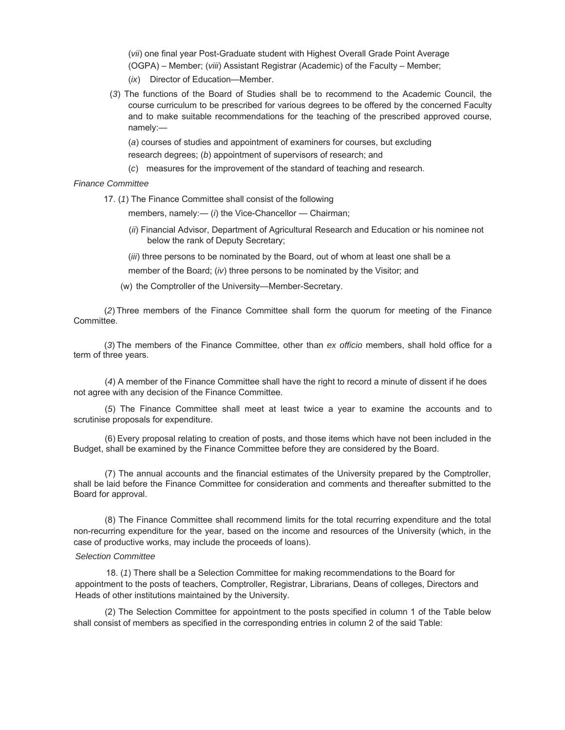(*vii*) one final year Post-Graduate student with Highest Overall Grade Point Average (OGPA) – Member; (*viii*) Assistant Registrar (Academic) of the Faculty – Member;

(*ix*) Director of Education—Member.

(*3*) The functions of the Board of Studies shall be to recommend to the Academic Council, the course curriculum to be prescribed for various degrees to be offered by the concerned Faculty and to make suitable recommendations for the teaching of the prescribed approved course, namely:—

(*a*) courses of studies and appointment of examiners for courses, but excluding research degrees; (*b*) appointment of supervisors of research; and

(*c*) measures for the improvement of the standard of teaching and research.

*Finance Committee*

17. (*1*) The Finance Committee shall consist of the following members, namely:— (*i*) the Vice-Chancellor — Chairman;

(*ii*) Financial Advisor, Department of Agricultural Research and Education or his nominee not below the rank of Deputy Secretary;

(*iii*) three persons to be nominated by the Board, out of whom at least one shall be a member of the Board; (*iv*) three persons to be nominated by the Visitor; and

(w) the Comptroller of the University—Member-Secretary.

(*2*) Three members of the Finance Committee shall form the quorum for meeting of the Finance Committee.

(*3*) The members of the Finance Committee, other than *ex officio* members, shall hold office for a term of three years.

(*4*) A member of the Finance Committee shall have the right to record a minute of dissent if he does not agree with any decision of the Finance Committee.

(*5*) The Finance Committee shall meet at least twice a year to examine the accounts and to scrutinise proposals for expenditure.

(6) Every proposal relating to creation of posts, and those items which have not been included in the Budget, shall be examined by the Finance Committee before they are considered by the Board.

(7) The annual accounts and the financial estimates of the University prepared by the Comptroller, shall be laid before the Finance Committee for consideration and comments and thereafter submitted to the Board for approval.

(8) The Finance Committee shall recommend limits for the total recurring expenditure and the total non-recurring expenditure for the year, based on the income and resources of the University (which, in the case of productive works, may include the proceeds of loans).

*Selection Committee*

18. (*1*) There shall be a Selection Committee for making recommendations to the Board for appointment to the posts of teachers, Comptroller, Registrar, Librarians, Deans of colleges, Directors and Heads of other institutions maintained by the University.

(2) The Selection Committee for appointment to the posts specified in column 1 of the Table below shall consist of members as specified in the corresponding entries in column 2 of the said Table: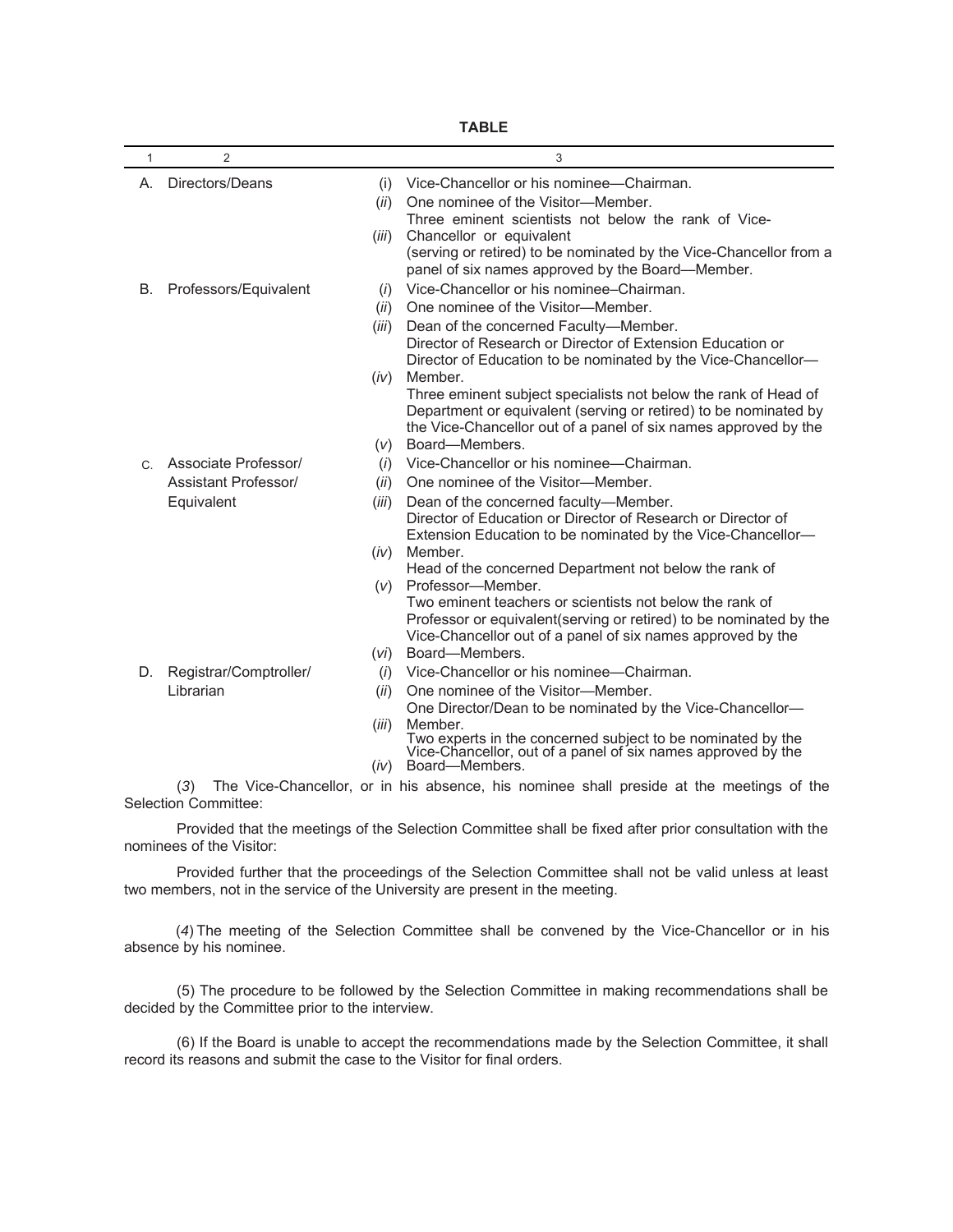**TABLE**

| 1 | 2 | 3 |
|---|---|---|
| A. | Directors/Deans | (i) Vice-Chancellor or his nominee—Chairman.<br>(*ii*) One nominee of the Visitor—Member.<br>(*iii*) Three eminent scientists not below the rank of Vice-Chancellor or equivalent (serving or retired) to be nominated by the Vice-Chancellor from a panel of six names approved by the Board—Member. |
| B. | Professors/Equivalent | (*i*) Vice-Chancellor or his nominee–Chairman.<br>(*ii*) One nominee of the Visitor—Member.<br>(*iii*) Dean of the concerned Faculty—Member.<br>(*iv*) Director of Research or Director of Extension Education or Director of Education to be nominated by the Vice-Chancellor—Member.<br>(*v*) Three eminent subject specialists not below the rank of Head of Department or equivalent (serving or retired) to be nominated by the Vice-Chancellor out of a panel of six names approved by the Board—Members. |
| C. | Associate Professor/ Assistant Professor/ Equivalent | (*i*) Vice-Chancellor or his nominee—Chairman.<br>(*ii*) One nominee of the Visitor—Member.<br>(*iii*) Dean of the concerned faculty—Member.<br>(*iv*) Director of Education or Director of Research or Director of Extension Education to be nominated by the Vice-Chancellor—Member.<br>(*v*) Head of the concerned Department not below the rank of Professor—Member.<br>(*vi*) Two eminent teachers or scientists not below the rank of Professor or equivalent(serving or retired) to be nominated by the Vice-Chancellor out of a panel of six names approved by the Board—Members. |
| D. | Registrar/Comptroller/ Librarian | (*i*) Vice-Chancellor or his nominee—Chairman.<br>(*ii*) One nominee of the Visitor—Member.<br>(*iii*) One Director/Dean to be nominated by the Vice-Chancellor—Member.<br>(*iv*) Two experts in the concerned subject to be nominated by the Vice-Chancellor, out of a panel of six names approved by the Board—Members. |

(*3*) The Vice-Chancellor, or in his absence, his nominee shall preside at the meetings of the Selection Committee:

Provided that the meetings of the Selection Committee shall be fixed after prior consultation with the nominees of the Visitor:

Provided further that the proceedings of the Selection Committee shall not be valid unless at least two members, not in the service of the University are present in the meeting.

(*4*) The meeting of the Selection Committee shall be convened by the Vice-Chancellor or in his absence by his nominee.

(5) The procedure to be followed by the Selection Committee in making recommendations shall be decided by the Committee prior to the interview.

(6) If the Board is unable to accept the recommendations made by the Selection Committee, it shall record its reasons and submit the case to the Visitor for final orders.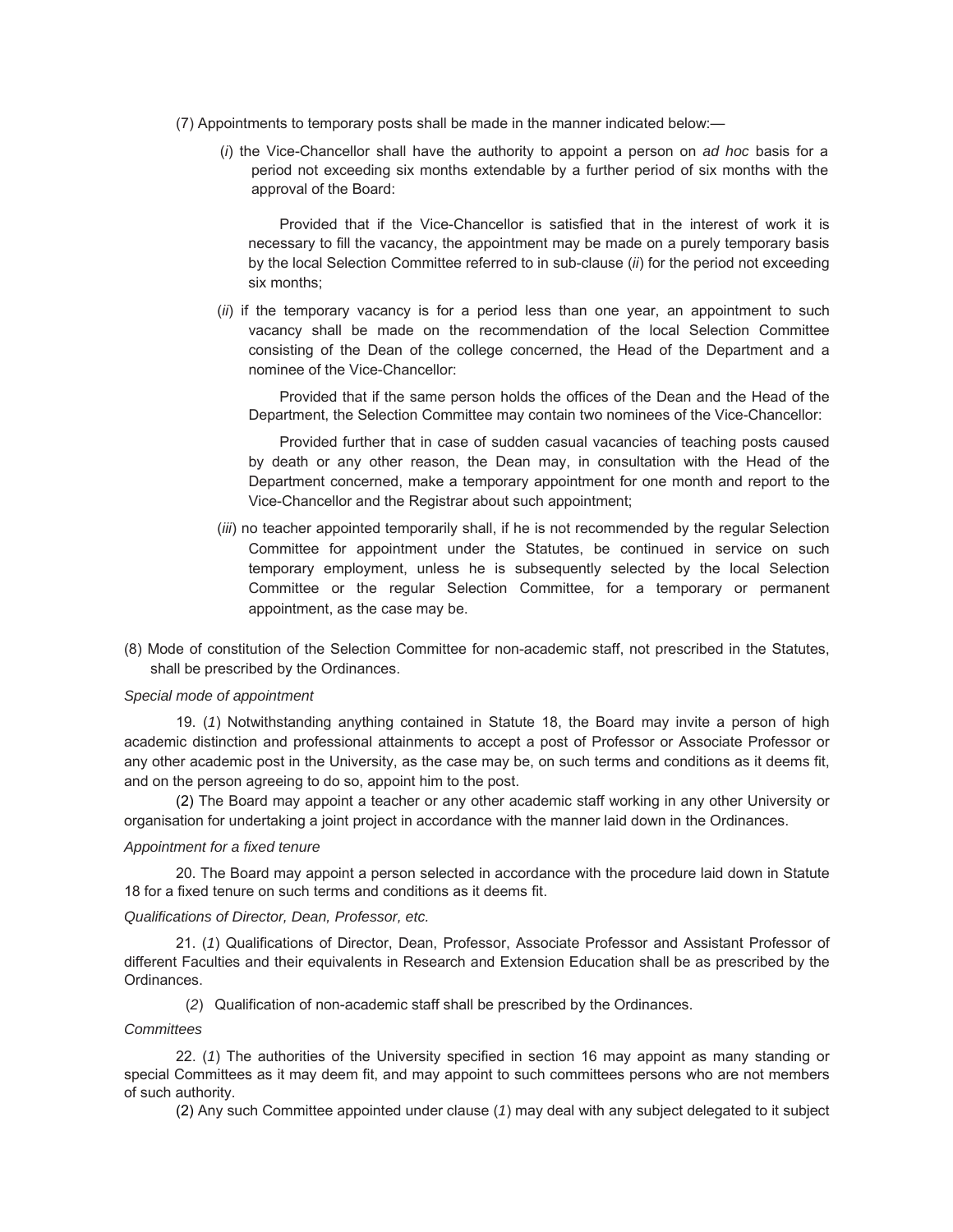(7) Appointments to temporary posts shall be made in the manner indicated below:—

(*i*) the Vice-Chancellor shall have the authority to appoint a person on *ad hoc* basis for a period not exceeding six months extendable by a further period of six months with the approval of the Board:

Provided that if the Vice-Chancellor is satisfied that in the interest of work it is necessary to fill the vacancy, the appointment may be made on a purely temporary basis by the local Selection Committee referred to in sub-clause (*ii*) for the period not exceeding six months;

(*ii*) if the temporary vacancy is for a period less than one year, an appointment to such vacancy shall be made on the recommendation of the local Selection Committee consisting of the Dean of the college concerned, the Head of the Department and a nominee of the Vice-Chancellor:

Provided that if the same person holds the offices of the Dean and the Head of the Department, the Selection Committee may contain two nominees of the Vice-Chancellor:

Provided further that in case of sudden casual vacancies of teaching posts caused by death or any other reason, the Dean may, in consultation with the Head of the Department concerned, make a temporary appointment for one month and report to the Vice-Chancellor and the Registrar about such appointment;

(*iii*) no teacher appointed temporarily shall, if he is not recommended by the regular Selection Committee for appointment under the Statutes, be continued in service on such temporary employment, unless he is subsequently selected by the local Selection Committee or the regular Selection Committee, for a temporary or permanent appointment, as the case may be.

(8) Mode of constitution of the Selection Committee for non-academic staff, not prescribed in the Statutes, shall be prescribed by the Ordinances.

*Special mode of appointment*

19. (*1*) Notwithstanding anything contained in Statute 18, the Board may invite a person of high academic distinction and professional attainments to accept a post of Professor or Associate Professor or any other academic post in the University, as the case may be, on such terms and conditions as it deems fit, and on the person agreeing to do so, appoint him to the post.

(2) The Board may appoint a teacher or any other academic staff working in any other University or organisation for undertaking a joint project in accordance with the manner laid down in the Ordinances.

*Appointment for a fixed tenure*

20. The Board may appoint a person selected in accordance with the procedure laid down in Statute 18 for a fixed tenure on such terms and conditions as it deems fit.

*Qualifications of Director, Dean, Professor, etc.*

21. (*1*) Qualifications of Director, Dean, Professor, Associate Professor and Assistant Professor of different Faculties and their equivalents in Research and Extension Education shall be as prescribed by the Ordinances.

(*2*) Qualification of non-academic staff shall be prescribed by the Ordinances.

*Committees*

22. (*1*) The authorities of the University specified in section 16 may appoint as many standing or special Committees as it may deem fit, and may appoint to such committees persons who are not members of such authority.

(2) Any such Committee appointed under clause (*1*) may deal with any subject delegated to it subject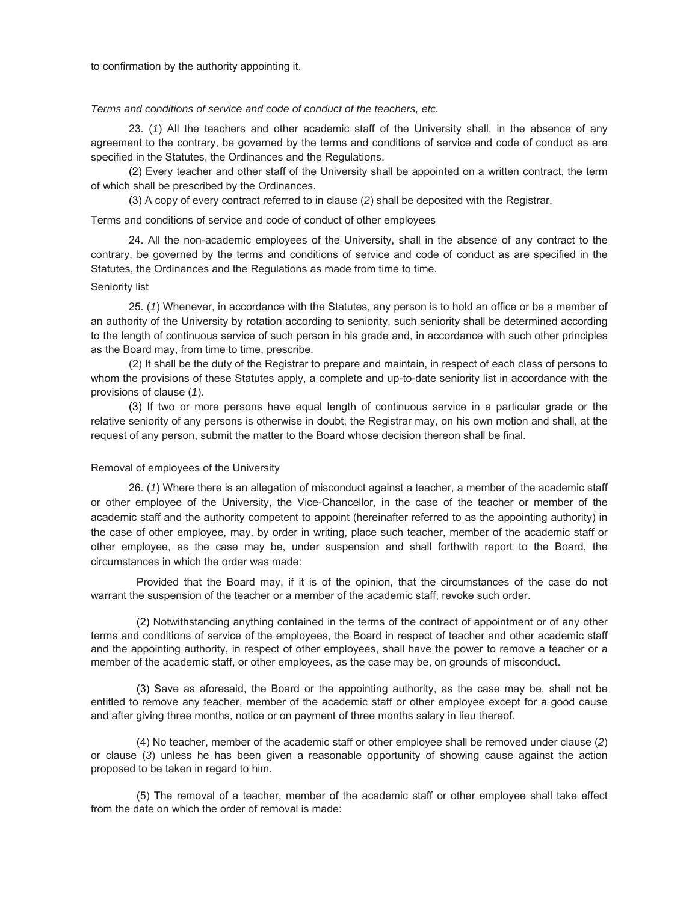to confirmation by the authority appointing it.

*Terms and conditions of service and code of conduct of the teachers, etc.*

23. (*1*) All the teachers and other academic staff of the University shall, in the absence of any agreement to the contrary, be governed by the terms and conditions of service and code of conduct as are specified in the Statutes, the Ordinances and the Regulations.

(2) Every teacher and other staff of the University shall be appointed on a written contract, the term of which shall be prescribed by the Ordinances.

(3) A copy of every contract referred to in clause (*2*) shall be deposited with the Registrar.

Terms and conditions of service and code of conduct of other employees

24. All the non-academic employees of the University, shall in the absence of any contract to the contrary, be governed by the terms and conditions of service and code of conduct as are specified in the Statutes, the Ordinances and the Regulations as made from time to time.

Seniority list

25. (*1*) Whenever, in accordance with the Statutes, any person is to hold an office or be a member of an authority of the University by rotation according to seniority, such seniority shall be determined according to the length of continuous service of such person in his grade and, in accordance with such other principles as the Board may, from time to time, prescribe.

(2) It shall be the duty of the Registrar to prepare and maintain, in respect of each class of persons to whom the provisions of these Statutes apply, a complete and up-to-date seniority list in accordance with the provisions of clause (*1*).

(3) If two or more persons have equal length of continuous service in a particular grade or the relative seniority of any persons is otherwise in doubt, the Registrar may, on his own motion and shall, at the request of any person, submit the matter to the Board whose decision thereon shall be final.

Removal of employees of the University

26. (*1*) Where there is an allegation of misconduct against a teacher, a member of the academic staff or other employee of the University, the Vice-Chancellor, in the case of the teacher or member of the academic staff and the authority competent to appoint (hereinafter referred to as the appointing authority) in the case of other employee, may, by order in writing, place such teacher, member of the academic staff or other employee, as the case may be, under suspension and shall forthwith report to the Board, the circumstances in which the order was made:

Provided that the Board may, if it is of the opinion, that the circumstances of the case do not warrant the suspension of the teacher or a member of the academic staff, revoke such order.

(2) Notwithstanding anything contained in the terms of the contract of appointment or of any other terms and conditions of service of the employees, the Board in respect of teacher and other academic staff and the appointing authority, in respect of other employees, shall have the power to remove a teacher or a member of the academic staff, or other employees, as the case may be, on grounds of misconduct.

(3) Save as aforesaid, the Board or the appointing authority, as the case may be, shall not be entitled to remove any teacher, member of the academic staff or other employee except for a good cause and after giving three months, notice or on payment of three months salary in lieu thereof.

(4) No teacher, member of the academic staff or other employee shall be removed under clause (*2*) or clause (*3*) unless he has been given a reasonable opportunity of showing cause against the action proposed to be taken in regard to him.

(5) The removal of a teacher, member of the academic staff or other employee shall take effect from the date on which the order of removal is made: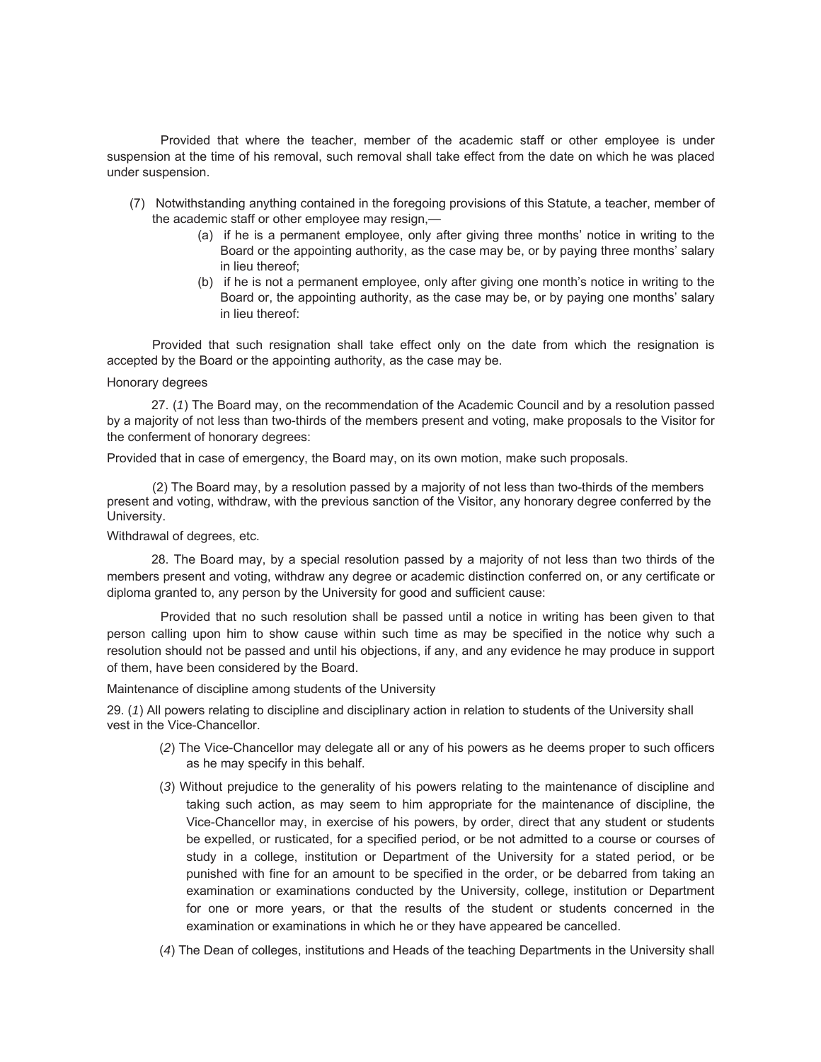Provided that where the teacher, member of the academic staff or other employee is under suspension at the time of his removal, such removal shall take effect from the date on which he was placed under suspension.

(7) Notwithstanding anything contained in the foregoing provisions of this Statute, a teacher, member of the academic staff or other employee may resign,—

(a) if he is a permanent employee, only after giving three months' notice in writing to the Board or the appointing authority, as the case may be, or by paying three months' salary in lieu thereof;

(b) if he is not a permanent employee, only after giving one month's notice in writing to the Board or, the appointing authority, as the case may be, or by paying one months' salary in lieu thereof:

Provided that such resignation shall take effect only on the date from which the resignation is accepted by the Board or the appointing authority, as the case may be.

Honorary degrees

27. (*1*) The Board may, on the recommendation of the Academic Council and by a resolution passed by a majority of not less than two-thirds of the members present and voting, make proposals to the Visitor for the conferment of honorary degrees:

Provided that in case of emergency, the Board may, on its own motion, make such proposals.

(2) The Board may, by a resolution passed by a majority of not less than two-thirds of the members present and voting, withdraw, with the previous sanction of the Visitor, any honorary degree conferred by the University.

Withdrawal of degrees, etc.

28. The Board may, by a special resolution passed by a majority of not less than two thirds of the members present and voting, withdraw any degree or academic distinction conferred on, or any certificate or diploma granted to, any person by the University for good and sufficient cause:

Provided that no such resolution shall be passed until a notice in writing has been given to that person calling upon him to show cause within such time as may be specified in the notice why such a resolution should not be passed and until his objections, if any, and any evidence he may produce in support of them, have been considered by the Board.

Maintenance of discipline among students of the University

29. (*1*) All powers relating to discipline and disciplinary action in relation to students of the University shall vest in the Vice-Chancellor.

(*2*) The Vice-Chancellor may delegate all or any of his powers as he deems proper to such officers as he may specify in this behalf.

(*3*) Without prejudice to the generality of his powers relating to the maintenance of discipline and taking such action, as may seem to him appropriate for the maintenance of discipline, the Vice-Chancellor may, in exercise of his powers, by order, direct that any student or students be expelled, or rusticated, for a specified period, or be not admitted to a course or courses of study in a college, institution or Department of the University for a stated period, or be punished with fine for an amount to be specified in the order, or be debarred from taking an examination or examinations conducted by the University, college, institution or Department for one or more years, or that the results of the student or students concerned in the examination or examinations in which he or they have appeared be cancelled.

(*4*) The Dean of colleges, institutions and Heads of the teaching Departments in the University shall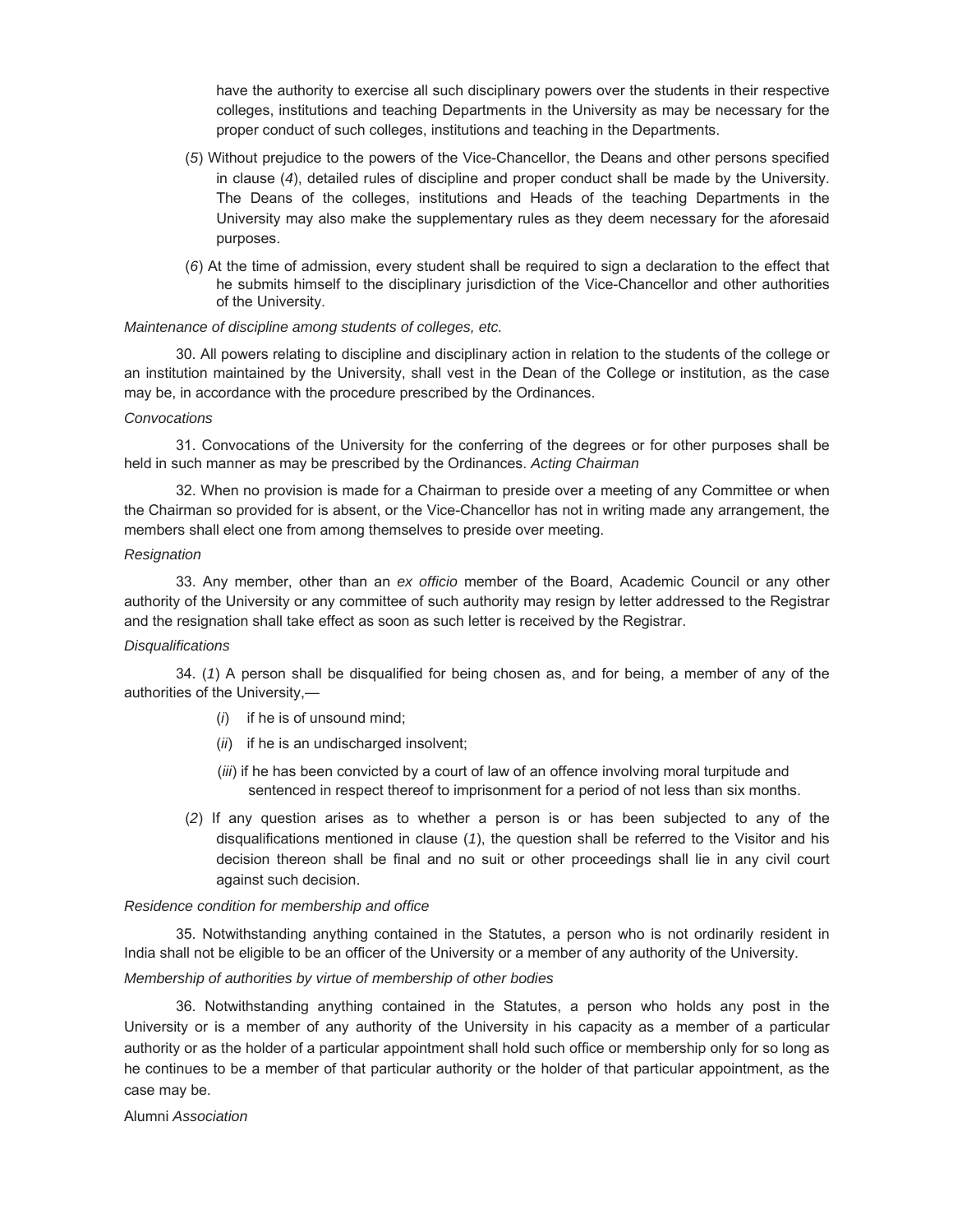have the authority to exercise all such disciplinary powers over the students in their respective colleges, institutions and teaching Departments in the University as may be necessary for the proper conduct of such colleges, institutions and teaching in the Departments.

(*5*) Without prejudice to the powers of the Vice-Chancellor, the Deans and other persons specified in clause (*4*), detailed rules of discipline and proper conduct shall be made by the University. The Deans of the colleges, institutions and Heads of the teaching Departments in the University may also make the supplementary rules as they deem necessary for the aforesaid purposes.

(*6*) At the time of admission, every student shall be required to sign a declaration to the effect that he submits himself to the disciplinary jurisdiction of the Vice-Chancellor and other authorities of the University.

*Maintenance of discipline among students of colleges, etc.*

30. All powers relating to discipline and disciplinary action in relation to the students of the college or an institution maintained by the University, shall vest in the Dean of the College or institution, as the case may be, in accordance with the procedure prescribed by the Ordinances.

*Convocations*

31. Convocations of the University for the conferring of the degrees or for other purposes shall be held in such manner as may be prescribed by the Ordinances. *Acting Chairman*

32. When no provision is made for a Chairman to preside over a meeting of any Committee or when the Chairman so provided for is absent, or the Vice-Chancellor has not in writing made any arrangement, the members shall elect one from among themselves to preside over meeting.

*Resignation*

33. Any member, other than an *ex officio* member of the Board, Academic Council or any other authority of the University or any committee of such authority may resign by letter addressed to the Registrar and the resignation shall take effect as soon as such letter is received by the Registrar.

*Disqualifications*

34. (*1*) A person shall be disqualified for being chosen as, and for being, a member of any of the authorities of the University,—

(*i*) if he is of unsound mind;

(*ii*) if he is an undischarged insolvent;

(*iii*) if he has been convicted by a court of law of an offence involving moral turpitude and sentenced in respect thereof to imprisonment for a period of not less than six months.

(*2*) If any question arises as to whether a person is or has been subjected to any of the disqualifications mentioned in clause (*1*), the question shall be referred to the Visitor and his decision thereon shall be final and no suit or other proceedings shall lie in any civil court against such decision.

*Residence condition for membership and office*

35. Notwithstanding anything contained in the Statutes, a person who is not ordinarily resident in India shall not be eligible to be an officer of the University or a member of any authority of the University.

*Membership of authorities by virtue of membership of other bodies*

36. Notwithstanding anything contained in the Statutes, a person who holds any post in the University or is a member of any authority of the University in his capacity as a member of a particular authority or as the holder of a particular appointment shall hold such office or membership only for so long as he continues to be a member of that particular authority or the holder of that particular appointment, as the case may be.

Alumni *Association*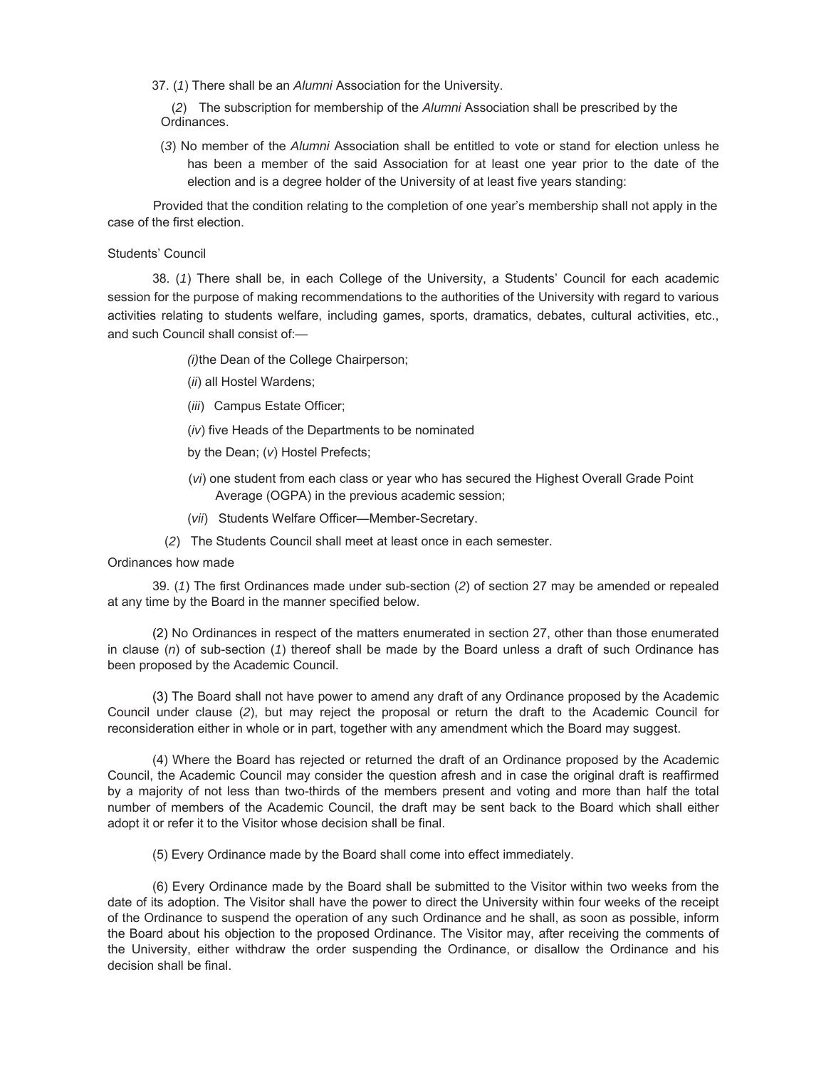37. (*1*) There shall be an *Alumni* Association for the University.

(*2*) The subscription for membership of the *Alumni* Association shall be prescribed by the Ordinances.

(*3*) No member of the *Alumni* Association shall be entitled to vote or stand for election unless he has been a member of the said Association for at least one year prior to the date of the election and is a degree holder of the University of at least five years standing:

Provided that the condition relating to the completion of one year's membership shall not apply in the case of the first election.

Students' Council

38. (*1*) There shall be, in each College of the University, a Students' Council for each academic session for the purpose of making recommendations to the authorities of the University with regard to various activities relating to students welfare, including games, sports, dramatics, debates, cultural activities, etc., and such Council shall consist of:—

*(i)*the Dean of the College Chairperson;

(*ii*) all Hostel Wardens;

(*iii*) Campus Estate Officer;

(*iv*) five Heads of the Departments to be nominated

by the Dean; (*v*) Hostel Prefects;

(*vi*) one student from each class or year who has secured the Highest Overall Grade Point Average (OGPA) in the previous academic session;

(*vii*) Students Welfare Officer—Member-Secretary.

(*2*) The Students Council shall meet at least once in each semester.

Ordinances how made

39. (*1*) The first Ordinances made under sub-section (*2*) of section 27 may be amended or repealed at any time by the Board in the manner specified below.

(2) No Ordinances in respect of the matters enumerated in section 27, other than those enumerated in clause (*n*) of sub-section (*1*) thereof shall be made by the Board unless a draft of such Ordinance has been proposed by the Academic Council.

(3) The Board shall not have power to amend any draft of any Ordinance proposed by the Academic Council under clause (*2*), but may reject the proposal or return the draft to the Academic Council for reconsideration either in whole or in part, together with any amendment which the Board may suggest.

(4) Where the Board has rejected or returned the draft of an Ordinance proposed by the Academic Council, the Academic Council may consider the question afresh and in case the original draft is reaffirmed by a majority of not less than two-thirds of the members present and voting and more than half the total number of members of the Academic Council, the draft may be sent back to the Board which shall either adopt it or refer it to the Visitor whose decision shall be final.

(5) Every Ordinance made by the Board shall come into effect immediately.

(6) Every Ordinance made by the Board shall be submitted to the Visitor within two weeks from the date of its adoption. The Visitor shall have the power to direct the University within four weeks of the receipt of the Ordinance to suspend the operation of any such Ordinance and he shall, as soon as possible, inform the Board about his objection to the proposed Ordinance. The Visitor may, after receiving the comments of the University, either withdraw the order suspending the Ordinance, or disallow the Ordinance and his decision shall be final.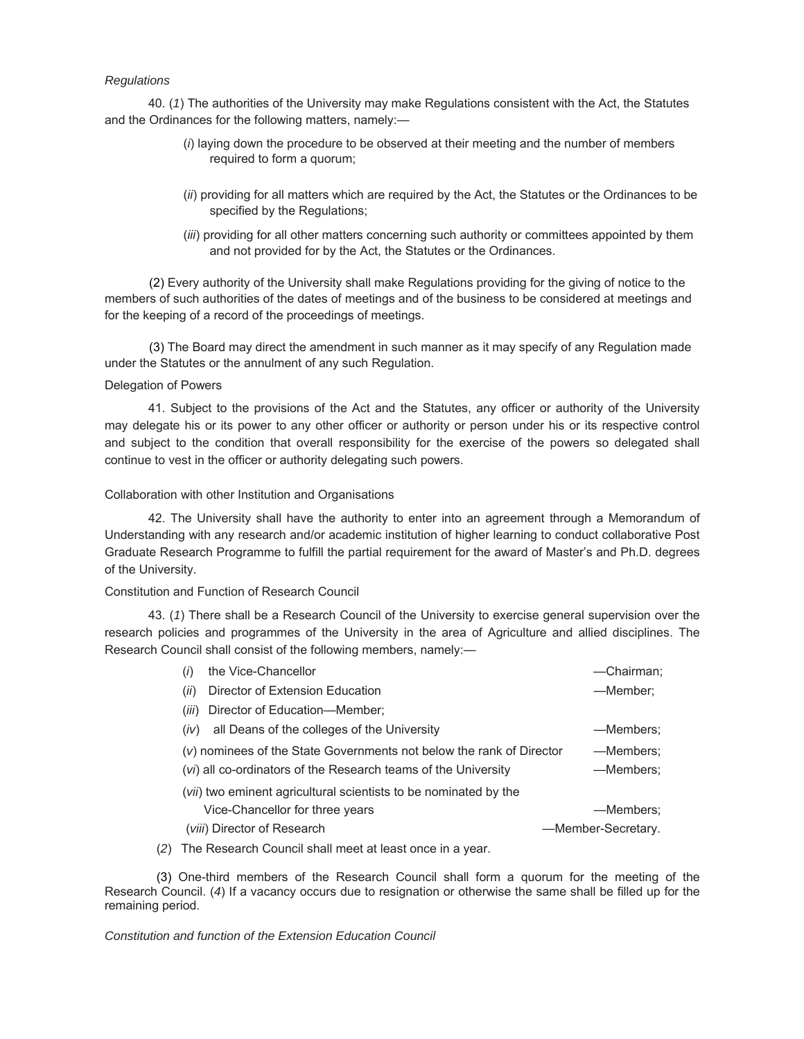*Regulations*

40. (*1*) The authorities of the University may make Regulations consistent with the Act, the Statutes and the Ordinances for the following matters, namely:—

(*i*) laying down the procedure to be observed at their meeting and the number of members required to form a quorum;

(*ii*) providing for all matters which are required by the Act, the Statutes or the Ordinances to be specified by the Regulations;

(*iii*) providing for all other matters concerning such authority or committees appointed by them and not provided for by the Act, the Statutes or the Ordinances.

(2) Every authority of the University shall make Regulations providing for the giving of notice to the members of such authorities of the dates of meetings and of the business to be considered at meetings and for the keeping of a record of the proceedings of meetings.

(3) The Board may direct the amendment in such manner as it may specify of any Regulation made under the Statutes or the annulment of any such Regulation.

Delegation of Powers

41. Subject to the provisions of the Act and the Statutes, any officer or authority of the University may delegate his or its power to any other officer or authority or person under his or its respective control and subject to the condition that overall responsibility for the exercise of the powers so delegated shall continue to vest in the officer or authority delegating such powers.

Collaboration with other Institution and Organisations

42. The University shall have the authority to enter into an agreement through a Memorandum of Understanding with any research and/or academic institution of higher learning to conduct collaborative Post Graduate Research Programme to fulfill the partial requirement for the award of Master's and Ph.D. degrees of the University.

Constitution and Function of Research Council

43. (*1*) There shall be a Research Council of the University to exercise general supervision over the research policies and programmes of the University in the area of Agriculture and allied disciplines. The Research Council shall consist of the following members, namely:—

(*i*) the Vice-Chancellor —Chairman;

(*ii*) Director of Extension Education —Member;

(*iii*) Director of Education—Member;

(*iv*) all Deans of the colleges of the University —Members;

(*v*) nominees of the State Governments not below the rank of Director —Members;

(*vi*) all co-ordinators of the Research teams of the University —Members;

(*vii*) two eminent agricultural scientists to be nominated by the Vice-Chancellor for three years —Members;

(*viii*) Director of Research —Member-Secretary.

(*2*) The Research Council shall meet at least once in a year.

(3) One-third members of the Research Council shall form a quorum for the meeting of the Research Council. (*4*) If a vacancy occurs due to resignation or otherwise the same shall be filled up for the remaining period.

*Constitution and function of the Extension Education Council*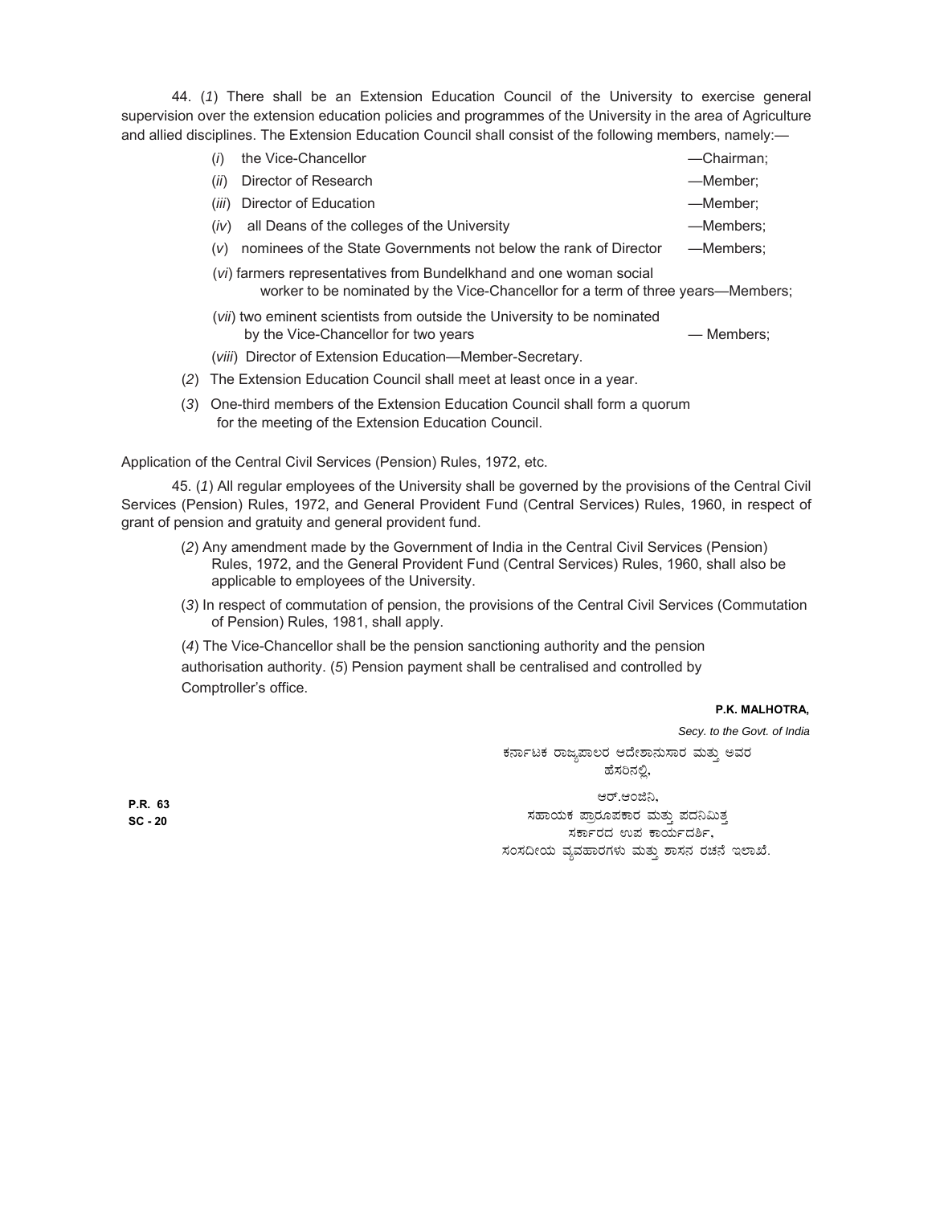44. (*1*) There shall be an Extension Education Council of the University to exercise general supervision over the extension education policies and programmes of the University in the area of Agriculture and allied disciplines. The Extension Education Council shall consist of the following members, namely:—

(*i*) the Vice-Chancellor —Chairman;

(*ii*) Director of Research —Member;

(*iii*) Director of Education —Member;

(*iv*) all Deans of the colleges of the University —Members;

(*v*) nominees of the State Governments not below the rank of Director —Members;

(*vi*) farmers representatives from Bundelkhand and one woman social worker to be nominated by the Vice-Chancellor for a term of three years—Members;

(*vii*) two eminent scientists from outside the University to be nominated by the Vice-Chancellor for two years — Members;

(*viii*) Director of Extension Education—Member-Secretary.

(*2*) The Extension Education Council shall meet at least once in a year.

(*3*) One-third members of the Extension Education Council shall form a quorum for the meeting of the Extension Education Council.

Application of the Central Civil Services (Pension) Rules, 1972, etc.

45. (*1*) All regular employees of the University shall be governed by the provisions of the Central Civil Services (Pension) Rules, 1972, and General Provident Fund (Central Services) Rules, 1960, in respect of grant of pension and gratuity and general provident fund.

(*2*) Any amendment made by the Government of India in the Central Civil Services (Pension) Rules, 1972, and the General Provident Fund (Central Services) Rules, 1960, shall also be applicable to employees of the University.

(*3*) In respect of commutation of pension, the provisions of the Central Civil Services (Commutation of Pension) Rules, 1981, shall apply.

(*4*) The Vice-Chancellor shall be the pension sanctioning authority and the pension authorisation authority. (*5*) Pension payment shall be centralised and controlled by Comptroller's office.

**P.K. MALHOTRA,**

*Secy. to the Govt. of India*

ಕರ್ನಾಟಕ ರಾಜ್ಯಪಾಲರ ಆದೇಶಾನುಸಾರ ಮತ್ತು ಅವರ ಹೆಸರಿನಲ್ಲಿ,

ಆರ್.ಆಂಜಿನಿ,
ಸಹಾಯಕ ಪ್ರಾರೂಪಕಾರ ಮತ್ತು ಪದನಿಮಿತ್ತ
ಸರ್ಕಾರದ ಉಪ ಕಾರ್ಯದರ್ಶಿ,
ಸಂಸದೀಯ ವ್ಯವಹಾರಗಳು ಮತ್ತು ಶಾಸನ ರಚನೆ ಇಲಾಖೆ.

**P.R. 63**
**SC - 20**